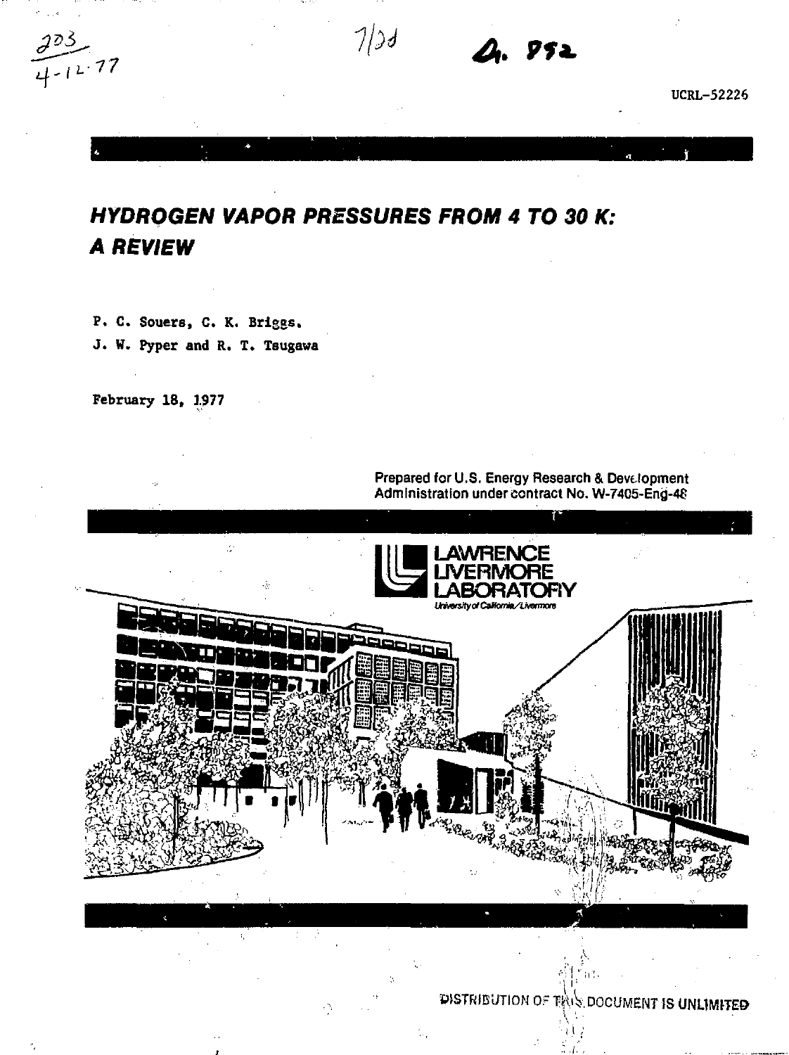UCRL-52226

# HYDROGEN VAPOR PRESSURES FROM 4 TO 30 K: A REVIEW

P. C. Souers, C. K. Briggs,
J. W. Pyper and R. T. Tsugawa

February 18, 1977

Prepared for U.S. Energy Research & Development Administration under contract No. W-7405-Eng-48

LAWRENCE LIVERMORE LABORATORY
University of California/Livermore

DISTRIBUTION OF THIS DOCUMENT IS UNLIMITED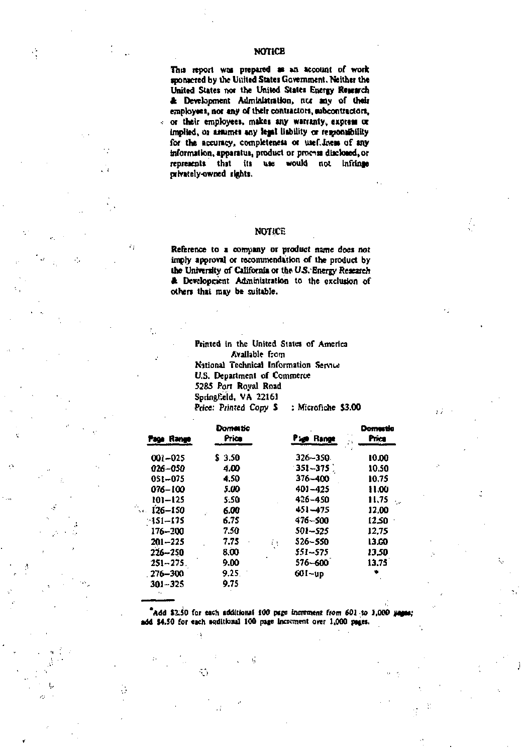## NOTICE

This report was prepared as an account of work sponsored by the United States Government. Neither the United States nor the United States Energy Research & Development Administration, nor any of their employees, nor any of their contractors, subcontractors, or their employees, makes any warranty, express or implied, or assumes any legal liability or responsibility for the accuracy, completeness or usefulness of any information, apparatus, product or process disclosed, or represents that its use would not infringe privately-owned rights.

## NOTICE

Reference to a company or product name does not imply approval or recommendation of the product by the University of California or the U.S. Energy Research & Development Administration to the exclusion of others that may be suitable.

Printed in the United States of America
Available from
National Technical Information Service
U.S. Department of Commerce
5285 Port Royal Road
Springfield, VA 22161
Price: Printed Copy $ ; Microfiche $3.00

| Page Range | Domestic Price | Page Range | Domestic Price |
|---|---|---|---|
| 001–025 | $ 3.50 | 326–350 | 10.00 |
| 026–050 | 4.00 | 351–375 | 10.50 |
| 051–075 | 4.50 | 376–400 | 10.75 |
| 076–100 | 5.00 | 401–425 | 11.00 |
| 101–125 | 5.50 | 426–450 | 11.75 |
| 126–150 | 6.00 | 451–475 | 12.00 |
| 151–175 | 6.75 | 476–500 | 12.50 |
| 176–200 | 7.50 | 501–525 | 12.75 |
| 201–225 | 7.75 | 526–550 | 13.00 |
| 226–250 | 8.00 | 551–575 | 13.50 |
| 251–275 | 9.00 | 576–600 | 13.75 |
| 276–300 | 9.25 | 601–up | * |
| 301–325 | 9.75 | | |

*Add $2.50 for each additional 100 page increment from 601 to 1,000 pages; add $4.50 for each additional 100 page increment over 1,000 pages.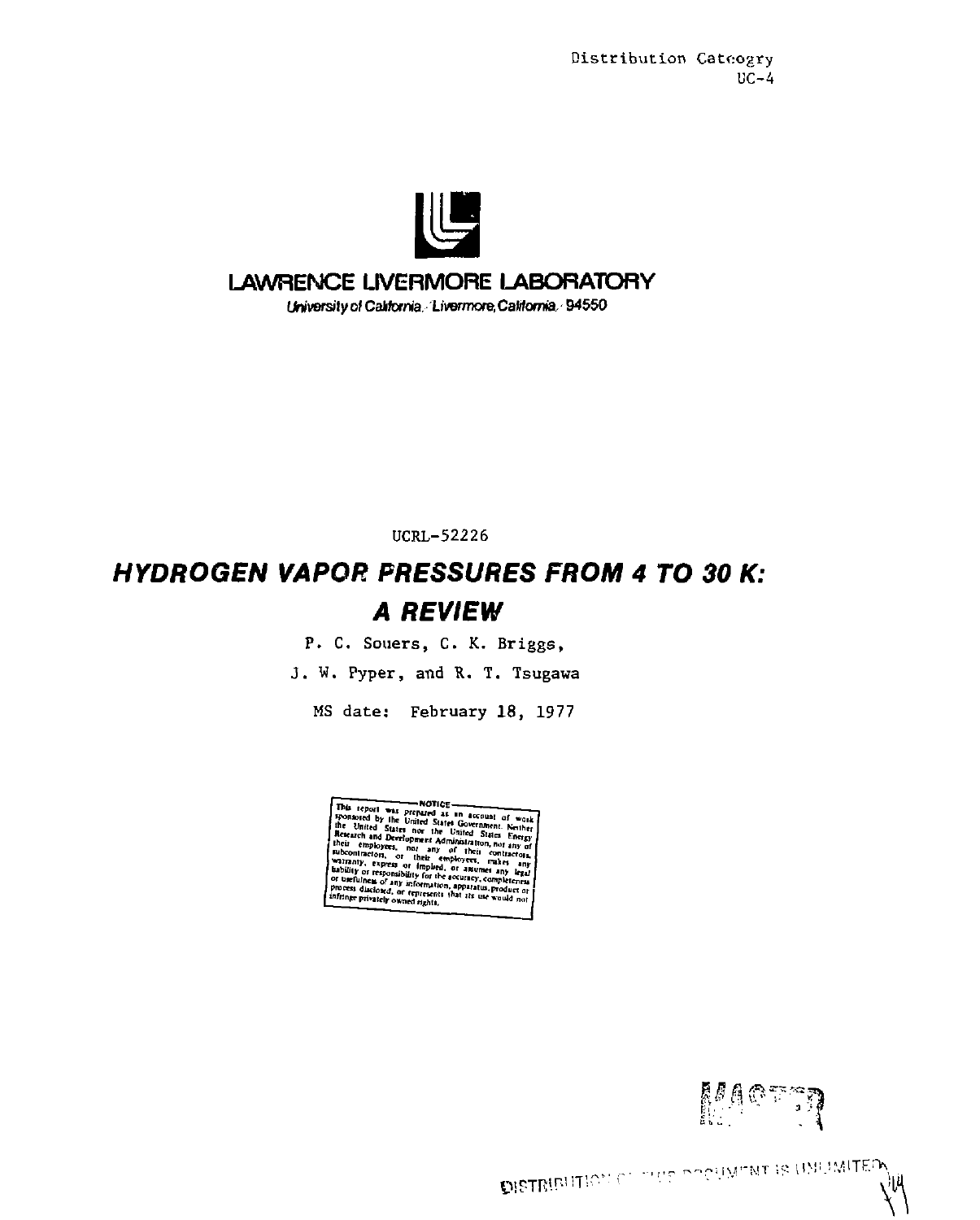Distribution Catcogry
UC-4

LAWRENCE LIVERMORE LABORATORY

*University of California · Livermore, California · 94550*

UCRL-52226

# HYDROGEN VAPOR PRESSURES FROM 4 TO 30 K: A REVIEW

P. C. Souers, C. K. Briggs,

J. W. Pyper, and R. T. Tsugawa

MS date: February 18, 1977

NOTICE

This report was prepared as an account of work sponsored by the United States Government. Neither the United States nor the United States Energy Research and Development Administration, nor any of their employees, nor any of their contractors, subcontractors, or their employees, makes any warranty, express or implied, or assumes any legal liability or responsibility for the accuracy, completeness or usefulness of any information, apparatus, product or process disclosed, or represents that its use would not infringe privately owned rights.

MASTER

DISTRIBUTION OF THIS DOCUMENT IS UNLIMITED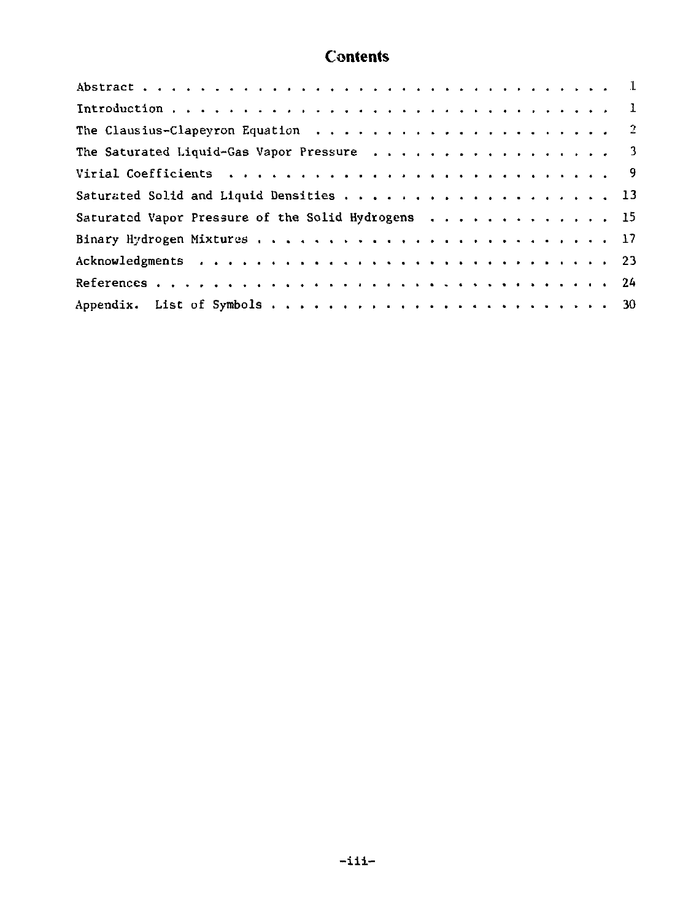# Contents

| | |
|---|---|
| Abstract | 1 |
| Introduction | 1 |
| The Clausius-Clapeyron Equation | 2 |
| The Saturated Liquid-Gas Vapor Pressure | 3 |
| Virial Coefficients | 9 |
| Saturated Solid and Liquid Densities | 13 |
| Saturated Vapor Pressure of the Solid Hydrogens | 15 |
| Binary Hydrogen Mixtures | 17 |
| Acknowledgments | 23 |
| References | 24 |
| Appendix. List of Symbols | 30 |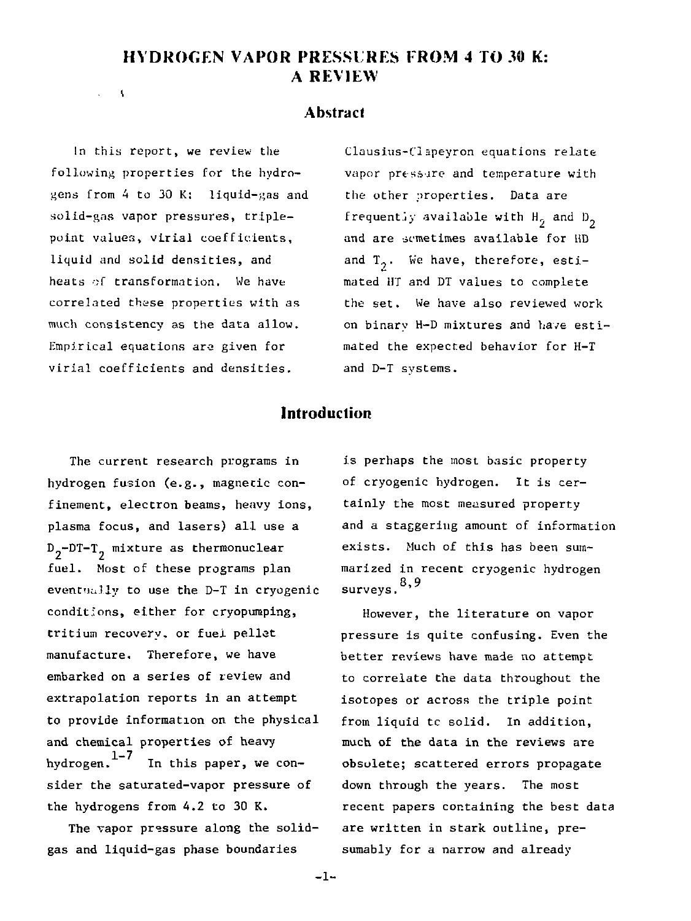# HYDROGEN VAPOR PRESSURES FROM 4 TO 30 K: A REVIEW

## Abstract

In this report, we review the following properties for the hydrogens from 4 to 30 K: liquid-gas and solid-gas vapor pressures, triple-point values, virial coefficients, liquid and solid densities, and heats of transformation. We have correlated these properties with as much consistency as the data allow. Empirical equations are given for virial coefficients and densities. Clausius-Clapeyron equations relate vapor pressure and temperature with the other properties. Data are frequently available with $H_2$ and $D_2$ and are sometimes available for HD and $T_2$. We have, therefore, estimated HT and DT values to complete the set. We have also reviewed work on binary H-D mixtures and have estimated the expected behavior for H-T and D-T systems.

## Introduction

The current research programs in hydrogen fusion (e.g., magnetic confinement, electron beams, heavy ions, plasma focus, and lasers) all use a $D_2$-DT-$T_2$ mixture as thermonuclear fuel. Most of these programs plan eventually to use the D-T in cryogenic conditions, either for cryopumping, tritium recovery, or fuel pellet manufacture. Therefore, we have embarked on a series of review and extrapolation reports in an attempt to provide information on the physical and chemical properties of heavy hydrogen.[1-7] In this paper, we consider the saturated-vapor pressure of the hydrogens from 4.2 to 30 K.

The vapor pressure along the solid-gas and liquid-gas phase boundaries is perhaps the most basic property of cryogenic hydrogen. It is certainly the most measured property and a staggering amount of information exists. Much of this has been summarized in recent cryogenic hydrogen surveys.[8,9]

However, the literature on vapor pressure is quite confusing. Even the better reviews have made no attempt to correlate the data throughout the isotopes or across the triple point from liquid to solid. In addition, much of the data in the reviews are obsolete; scattered errors propagate down through the years. The most recent papers containing the best data are written in stark outline, presumably for a narrow and already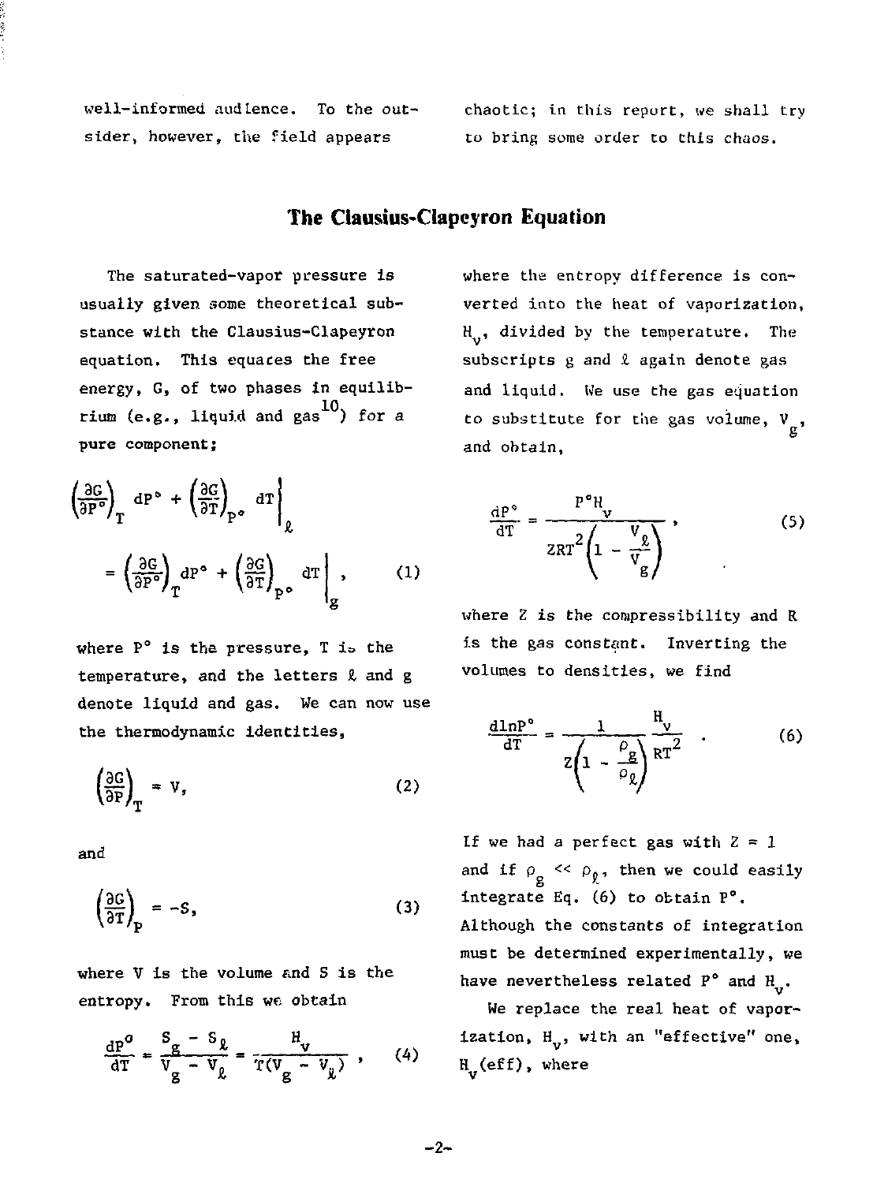well-informed audience. To the outsider, however, the field appears chaotic; in this report, we shall try to bring some order to this chaos.

## The Clausius-Clapeyron Equation

The saturated-vapor pressure is usually given some theoretical substance with the Clausius-Clapeyron equation. This equates the free energy, G, of two phases in equilibrium (e.g., liquid and gas[10]) for a pure component;

$$\left(\frac{\partial G}{\partial P^\circ}\right)_T dP^\circ + \left(\frac{\partial G}{\partial T}\right)_{P^\circ} dT \Bigg|_\ell = \left(\frac{\partial G}{\partial P^\circ}\right)_T dP^\circ + \left(\frac{\partial G}{\partial T}\right)_{P^\circ} dT \Bigg|_g , \tag{1}$$

where $P^\circ$ is the pressure, T is the temperature, and the letters $\ell$ and g denote liquid and gas. We can now use the thermodynamic identities,

$$\left(\frac{\partial G}{\partial P}\right)_T = V, \tag{2}$$

and

$$\left(\frac{\partial G}{\partial T}\right)_P = -S, \tag{3}$$

where V is the volume and S is the entropy. From this we obtain

$$\frac{dP^\circ}{dT} = \frac{S_g - S_\ell}{V_g - V_\ell} = \frac{H_v}{T(V_g - V_\ell)} , \tag{4}$$

where the entropy difference is converted into the heat of vaporization, $H_v$, divided by the temperature. The subscripts g and $\ell$ again denote gas and liquid. We use the gas equation to substitute for the gas volume, $V_g$, and obtain,

$$\frac{dP^\circ}{dT} = \frac{P^\circ H_v}{ZRT^2\left(1 - \frac{V_\ell}{V_g}\right)} , \tag{5}$$

where Z is the compressibility and R is the gas constant. Inverting the volumes to densities, we find

$$\frac{d\ln P^\circ}{dT} = \frac{1}{Z\left(1 - \frac{\rho_g}{\rho_\ell}\right)} \frac{H_v}{RT^2} . \tag{6}$$

If we had a perfect gas with Z = 1 and if $\rho_g \ll \rho_\ell$, then we could easily integrate Eq. (6) to obtain $P^\circ$. Although the constants of integration must be determined experimentally, we have nevertheless related $P^\circ$ and $H_v$.

We replace the real heat of vaporization, $H_v$, with an "effective" one, $H_v$(eff), where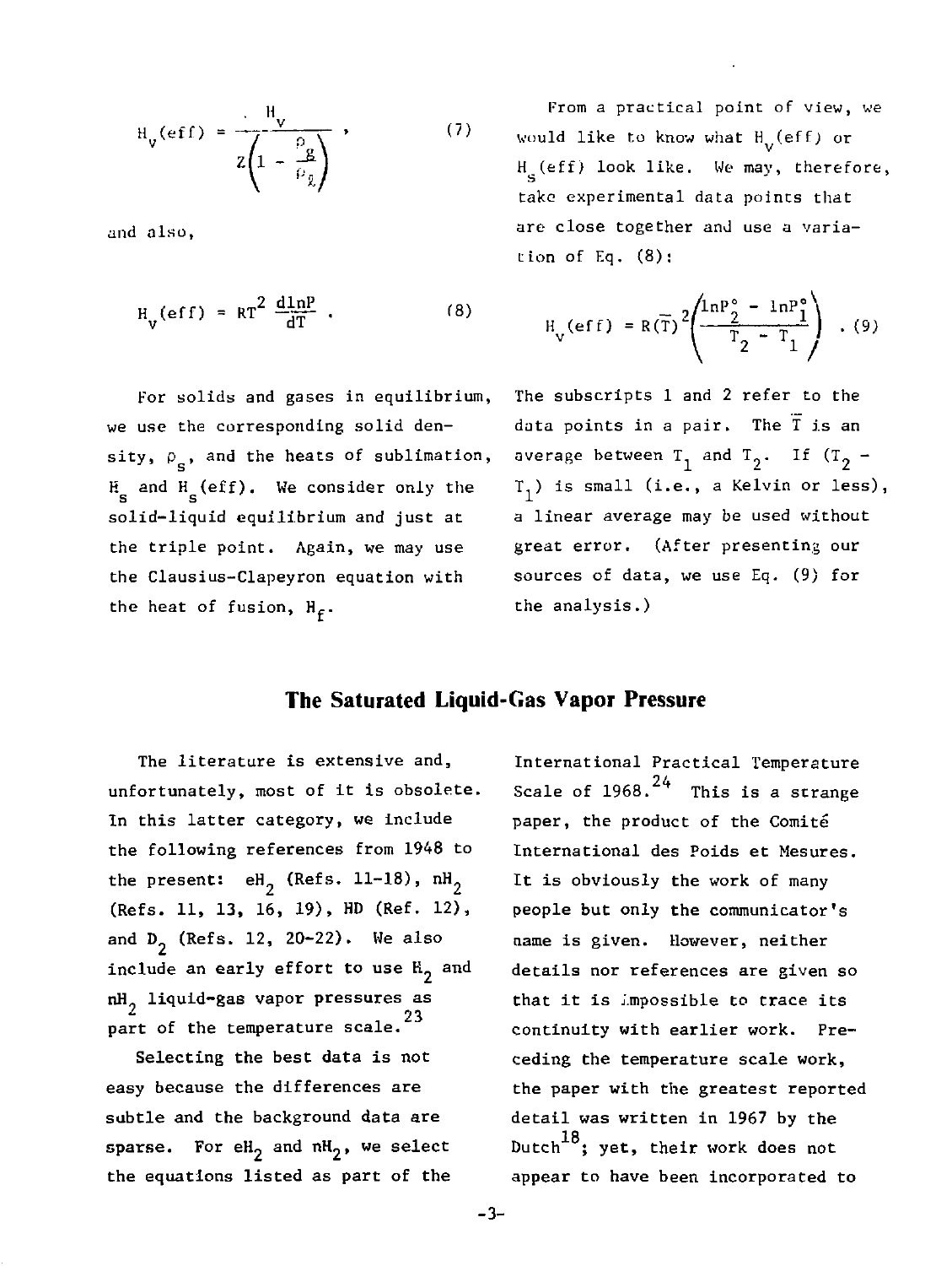$$H_v(\text{eff}) = \frac{H_v}{Z\left(1 - \frac{\rho_g}{\rho_\ell}\right)} , \quad (7)$$

and also,

$$H_v(\text{eff}) = RT^2 \frac{d\ln P}{dT} . \quad (8)$$

For solids and gases in equilibrium, we use the corresponding solid density, $\rho_s$, and the heats of sublimation, $H_s$ and $H_s(\text{eff})$. We consider only the solid-liquid equilibrium and just at the triple point. Again, we may use the Clausius-Clapeyron equation with the heat of fusion, $H_f$.

From a practical point of view, we would like to know what $H_v(\text{eff})$ or $H_s(\text{eff})$ look like. We may, therefore, take experimental data points that are close together and use a variation of Eq. (8):

$$H_v(\text{eff}) = R(\bar{T})^2\left(\frac{\ln P_2^\circ - \ln P_1^\circ}{T_2 - T_1}\right) . \quad (9)$$

The subscripts 1 and 2 refer to the data points in a pair. The $\bar{T}$ is an average between $T_1$ and $T_2$. If $(T_2 - T_1)$ is small (i.e., a Kelvin or less), a linear average may be used without great error. (After presenting our sources of data, we use Eq. (9) for the analysis.)

## The Saturated Liquid-Gas Vapor Pressure

The literature is extensive and, unfortunately, most of it is obsolete. In this latter category, we include the following references from 1948 to the present: $eH_2$ (Refs. 11-18), $nH_2$ (Refs. 11, 13, 16, 19), HD (Ref. 12), and $D_2$ (Refs. 12, 20-22). We also include an early effort to use $H_2$ and $nH_2$ liquid-gas vapor pressures as part of the temperature scale.[23]

Selecting the best data is not easy because the differences are subtle and the background data are sparse. For $eH_2$ and $nH_2$, we select the equations listed as part of the International Practical Temperature Scale of 1968.[24] This is a strange paper, the product of the Comité International des Poids et Mesures. It is obviously the work of many people but only the communicator's name is given. However, neither details nor references are given so that it is impossible to trace its continuity with earlier work. Preceding the temperature scale work, the paper with the greatest reported detail was written in 1967 by the Dutch[18]; yet, their work does not appear to have been incorporated to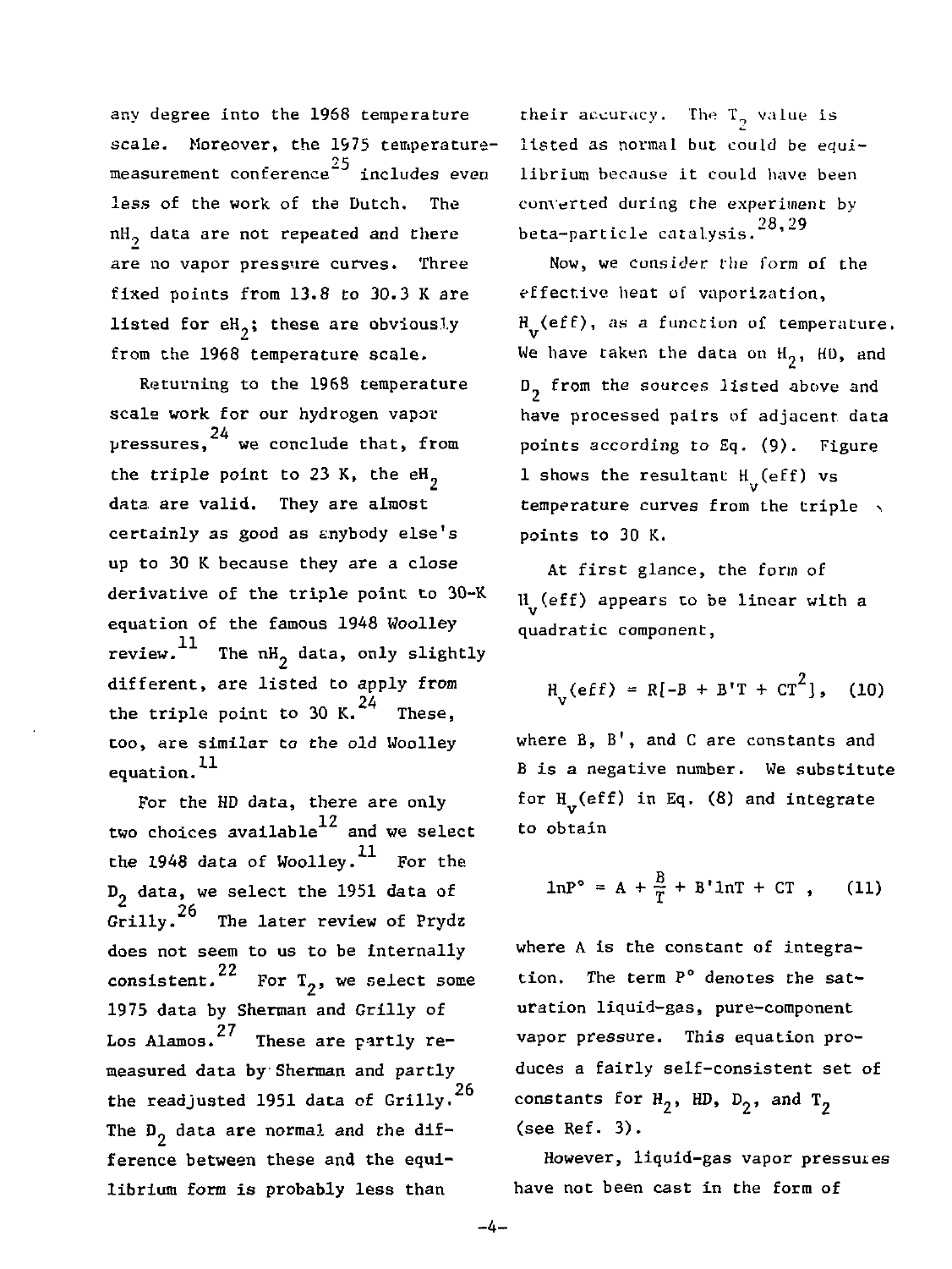any degree into the 1968 temperature scale. Moreover, the 1975 temperature-measurement conference[25] includes even less of the work of the Dutch. The $nH_2$ data are not repeated and there are no vapor pressure curves. Three fixed points from 13.8 to 30.3 K are listed for $eH_2$; these are obviously from the 1968 temperature scale.

Returning to the 1968 temperature scale work for our hydrogen vapor pressures,[24] we conclude that, from the triple point to 23 K, the $eH_2$ data are valid. They are almost certainly as good as anybody else's up to 30 K because they are a close derivative of the triple point to 30-K equation of the famous 1948 Woolley review.[11] The $nH_2$ data, only slightly different, are listed to apply from the triple point to 30 K.[24] These, too, are similar to the old Woolley equation.[11]

For the HD data, there are only two choices available[12] and we select the 1948 data of Woolley.[11] For the $D_2$ data, we select the 1951 data of Grilly.[26] The later review of Prydz does not seem to us to be internally consistent.[22] For $T_2$, we select some 1975 data by Sherman and Grilly of Los Alamos.[27] These are partly remeasured data by Sherman and partly the readjusted 1951 data of Grilly.[26] The $D_2$ data are normal and the difference between these and the equilibrium form is probably less than their accuracy. The $T_2$ value is listed as normal but could be equilibrium because it could have been converted during the experiment by beta-particle catalysis.[28,29]

Now, we consider the form of the effective heat of vaporization, $H_v(\text{eff})$, as a function of temperature. We have taken the data on $H_2$, HD, and $D_2$ from the sources listed above and have processed pairs of adjacent data points according to Eq. (9). Figure 1 shows the resultant $H_v(\text{eff})$ vs temperature curves from the triple points to 30 K.

At first glance, the form of $H_v(\text{eff})$ appears to be linear with a quadratic component,

$$H_v(\text{eff}) = R[-B + B'T + CT^2] , \quad (10)$$

where B, B', and C are constants and B is a negative number. We substitute for $H_v(\text{eff})$ in Eq. (8) and integrate to obtain

$$\ln P^\circ = A + \frac{B}{T} + B'\ln T + CT , \quad (11)$$

where A is the constant of integration. The term $P^\circ$ denotes the saturation liquid-gas, pure-component vapor pressure. This equation produces a fairly self-consistent set of constants for $H_2$, HD, $D_2$, and $T_2$ (see Ref. 3).

However, liquid-gas vapor pressures have not been cast in the form of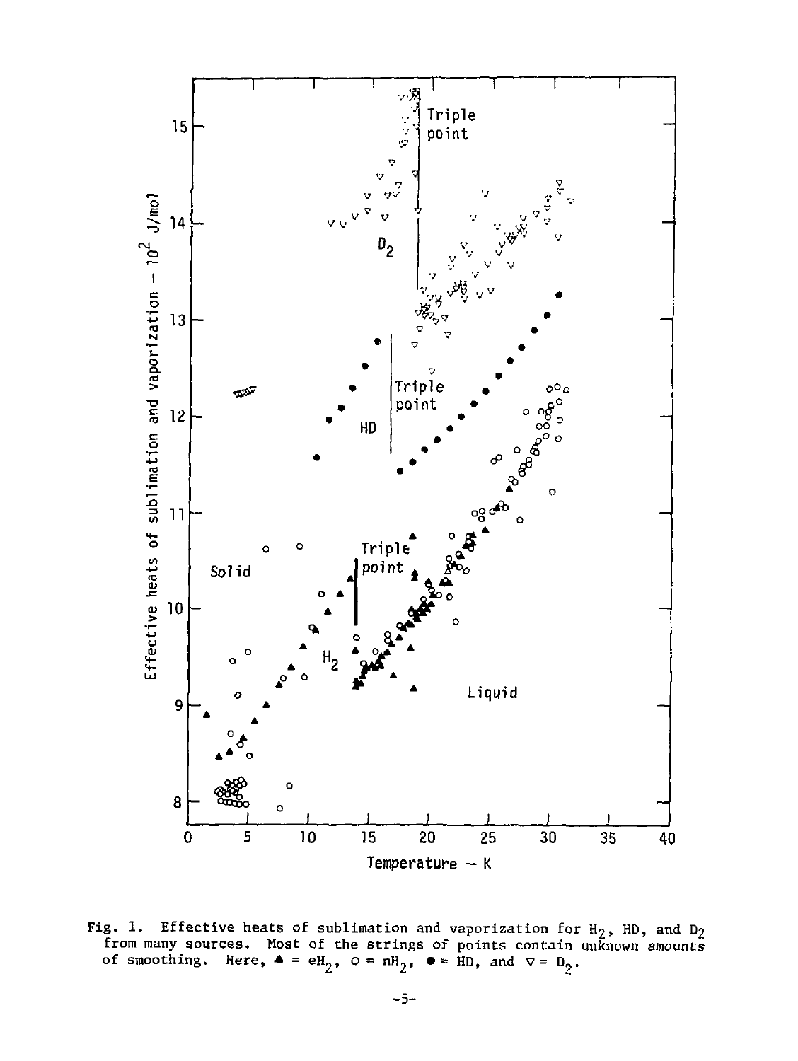Fig. 1. Effective heats of sublimation and vaporization for $H_2$, HD, and $D_2$ from many sources. Most of the strings of points contain unknown amounts of smoothing. Here, ▲ = $eH_2$, ○ = $nH_2$, ● = HD, and ▽ = $D_2$.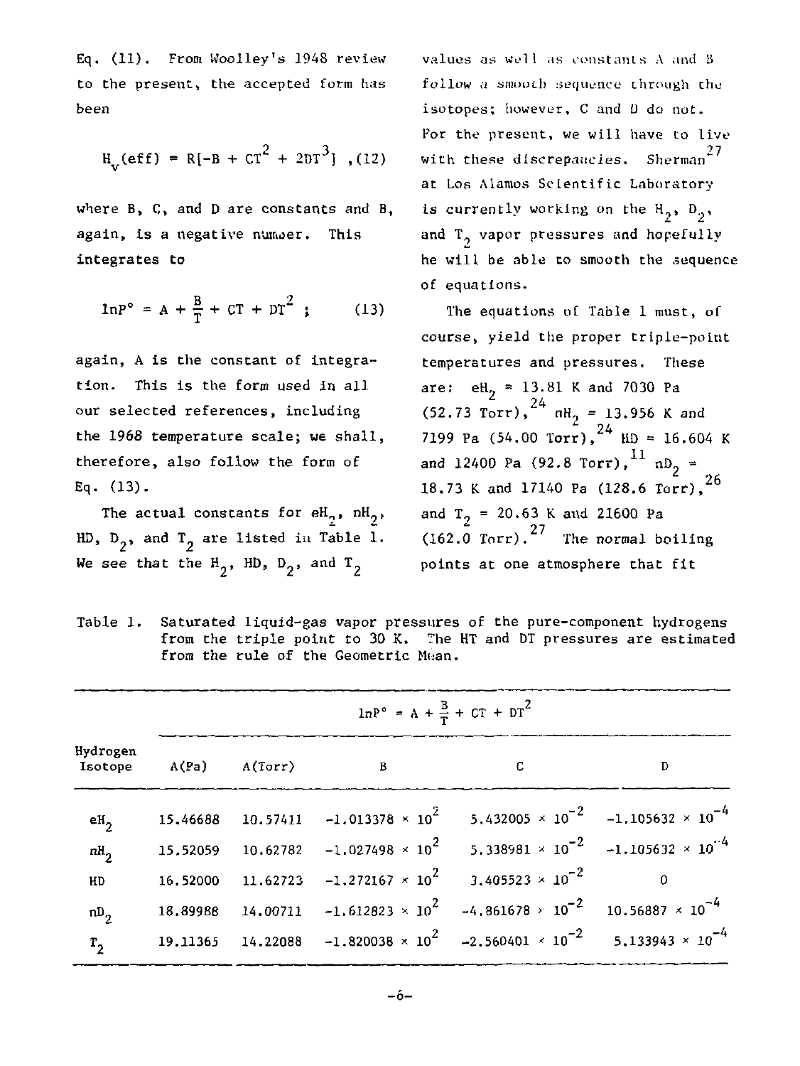Eq. (11). From Woolley's 1948 review to the present, the accepted form has been

$$H_v(\text{eff}) = R[-B + CT^2 + 2DT^3] \quad ,(12)$$

where B, C, and D are constants and B, again, is a negative number. This integrates to

$$\ln P^\circ = A + \frac{B}{T} + CT + DT^2 \quad ; \qquad (13)$$

again, A is the constant of integration. This is the form used in all our selected references, including the 1968 temperature scale; we shall, therefore, also follow the form of Eq. (13).

The actual constants for $eH_2$, $nH_2$, HD, $D_2$, and $T_2$ are listed in Table 1. We see that the $H_2$, HD, $D_2$, and $T_2$ values as well as constants A and B follow a smooth sequence through the isotopes; however, C and D do not. For the present, we will have to live with these discrepancies. Sherman[27] at Los Alamos Scientific Laboratory is currently working on the $H_2$, $D_2$, and $T_2$ vapor pressures and hopefully he will be able to smooth the sequence of equations.

The equations of Table 1 must, of course, yield the proper triple-point temperatures and pressures. These are: $eH_2$ = 13.81 K and 7030 Pa (52.73 Torr),[24] $nH_2$ = 13.956 K and 7199 Pa (54.00 Torr),[24] HD = 16.604 K and 12400 Pa (92.8 Torr),[11] $nD_2$ = 18.73 K and 17140 Pa (128.6 Torr),[26] and $T_2$ = 20.63 K and 21600 Pa (162.0 Torr).[27] The normal boiling points at one atmosphere that fit

Table 1. Saturated liquid-gas vapor pressures of the pure-component hydrogens from the triple point to 30 K. The HT and DT pressures are estimated from the rule of the Geometric Mean.

| Hydrogen Isotope | $\ln P^\circ = A + \frac{B}{T} + CT + DT^2$ | | | | |
|---|---|---|---|---|---|
| | A(Pa) | A(Torr) | B | C | D |
| $eH_2$ | 15.46688 | 10.57411 | $-1.013378 \times 10^{2}$ | $5.432005 \times 10^{-2}$ | $-1.105632 \times 10^{-4}$ |
| $nH_2$ | 15.52059 | 10.62782 | $-1.027498 \times 10^{2}$ | $5.338981 \times 10^{-2}$ | $-1.105632 \times 10^{-4}$ |
| HD | 16.52000 | 11.62723 | $-1.272167 \times 10^{2}$ | $3.405523 \times 10^{-2}$ | 0 |
| $nD_2$ | 18.89988 | 14.00711 | $-1.612823 \times 10^{2}$ | $-4.861678 \times 10^{-2}$ | $10.56887 \times 10^{-4}$ |
| $T_2$ | 19.11365 | 14.22088 | $-1.820038 \times 10^{2}$ | $-2.560401 \times 10^{-2}$ | $5.133943 \times 10^{-4}$ |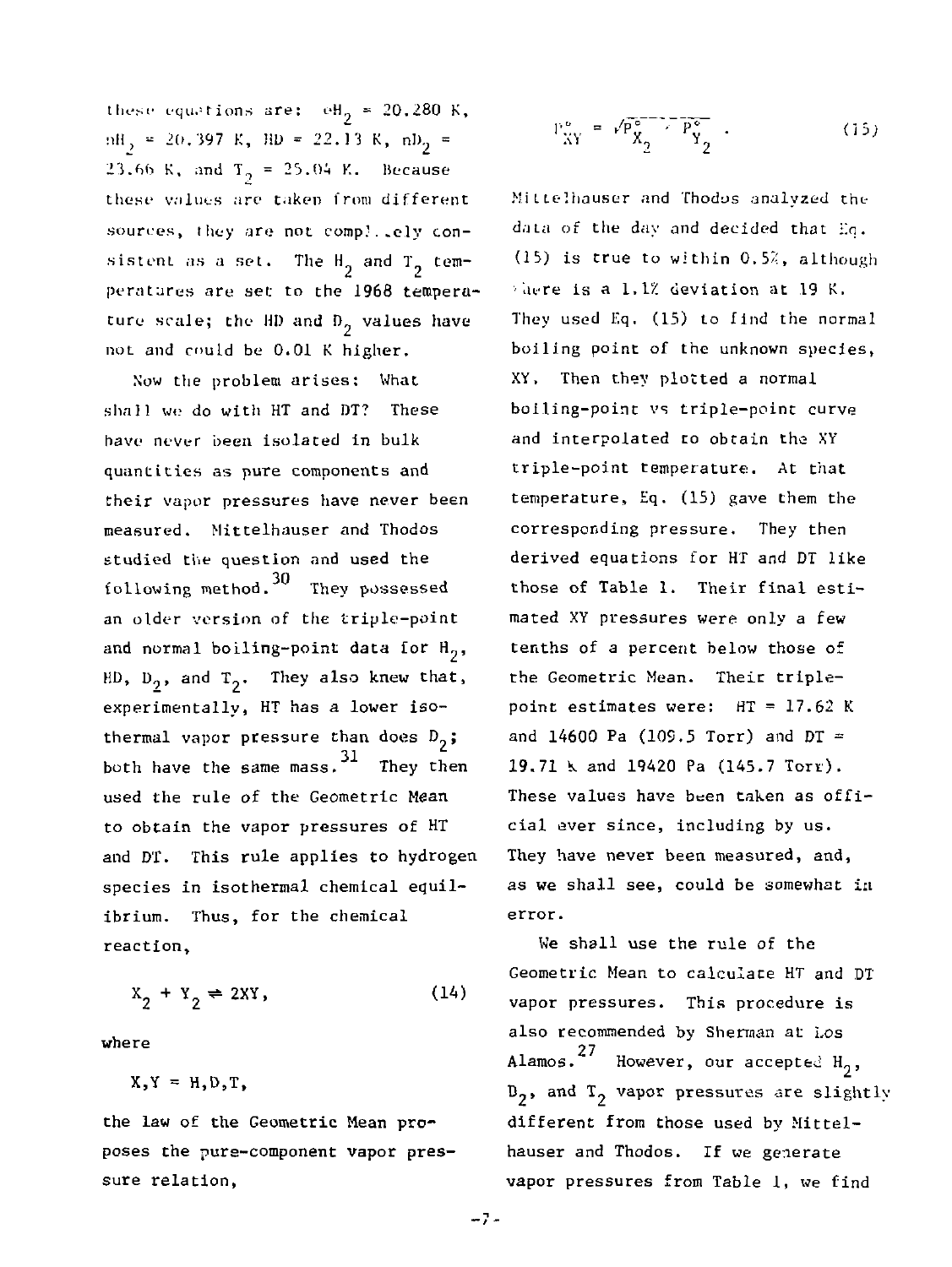these equations are: $eH_2$ = 20.280 K, $nH_2$ = 20.397 K, HD = 22.13 K, $nD_2$ = 23.66 K, and $T_2$ = 25.04 K. Because these values are taken from different sources, they are not completely consistent as a set. The $H_2$ and $T_2$ temperatures are set to the 1968 temperature scale; the HD and $D_2$ values have not and could be 0.01 K higher.

Now the problem arises: What shall we do with HT and DT? These have never been isolated in bulk quantities as pure components and their vapor pressures have never been measured. Mittelhauser and Thodos studied the question and used the following method.[30] They possessed an older version of the triple-point and normal boiling-point data for $H_2$, HD, $D_2$, and $T_2$. They also knew that, experimentally, HT has a lower isothermal vapor pressure than does $D_2$; both have the same mass.[31] They then used the rule of the Geometric Mean to obtain the vapor pressures of HT and DT. This rule applies to hydrogen species in isothermal chemical equilibrium. Thus, for the chemical reaction,

$$X_2 + Y_2 \rightleftharpoons 2XY, \tag{14}$$

where

$X,Y = H,D,T,$

the law of the Geometric Mean proposes the pure-component vapor pressure relation,

$$P^\circ_{XY} = \sqrt{P^\circ_{X_2} \cdot P^\circ_{Y_2}} \; . \tag{15}$$

Mittelhauser and Thodos analyzed the data of the day and decided that Eq. (15) is true to within 0.5%, although there is a 1.1% deviation at 19 K. They used Eq. (15) to find the normal boiling point of the unknown species, XY. Then they plotted a normal boiling-point vs triple-point curve and interpolated to obtain the XY triple-point temperature. At that temperature, Eq. (15) gave them the corresponding pressure. They then derived equations for HT and DT like those of Table 1. Their final estimated XY pressures were only a few tenths of a percent below those of the Geometric Mean. Their triple-point estimates were: HT = 17.62 K and 14600 Pa (109.5 Torr) and DT = 19.71 K and 19420 Pa (145.7 Torr). These values have been taken as official ever since, including by us. They have never been measured, and, as we shall see, could be somewhat in error.

We shall use the rule of the Geometric Mean to calculate HT and DT vapor pressures. This procedure is also recommended by Sherman at Los Alamos.[27] However, our accepted $H_2$, $D_2$, and $T_2$ vapor pressures are slightly different from those used by Mittelhauser and Thodos. If we generate vapor pressures from Table 1, we find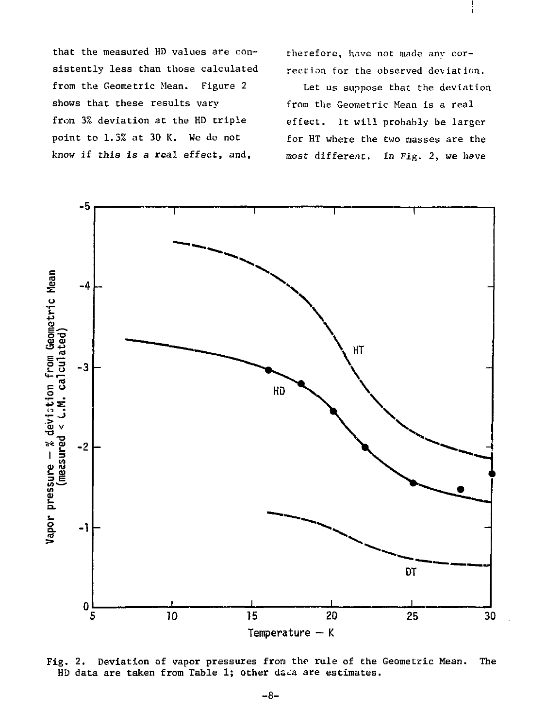that the measured HD values are consistently less than those calculated from the Geometric Mean. Figure 2 shows that these results vary from 3% deviation at the HD triple point to 1.3% at 30 K. We do not know if this is a real effect, and, therefore, have not made any correction for the observed deviation.

Let us suppose that the deviation from the Geometric Mean is a real effect. It will probably be larger for HT where the two masses are the most different. In Fig. 2, we have

Fig. 2. Deviation of vapor pressures from the rule of the Geometric Mean. The HD data are taken from Table 1; other data are estimates.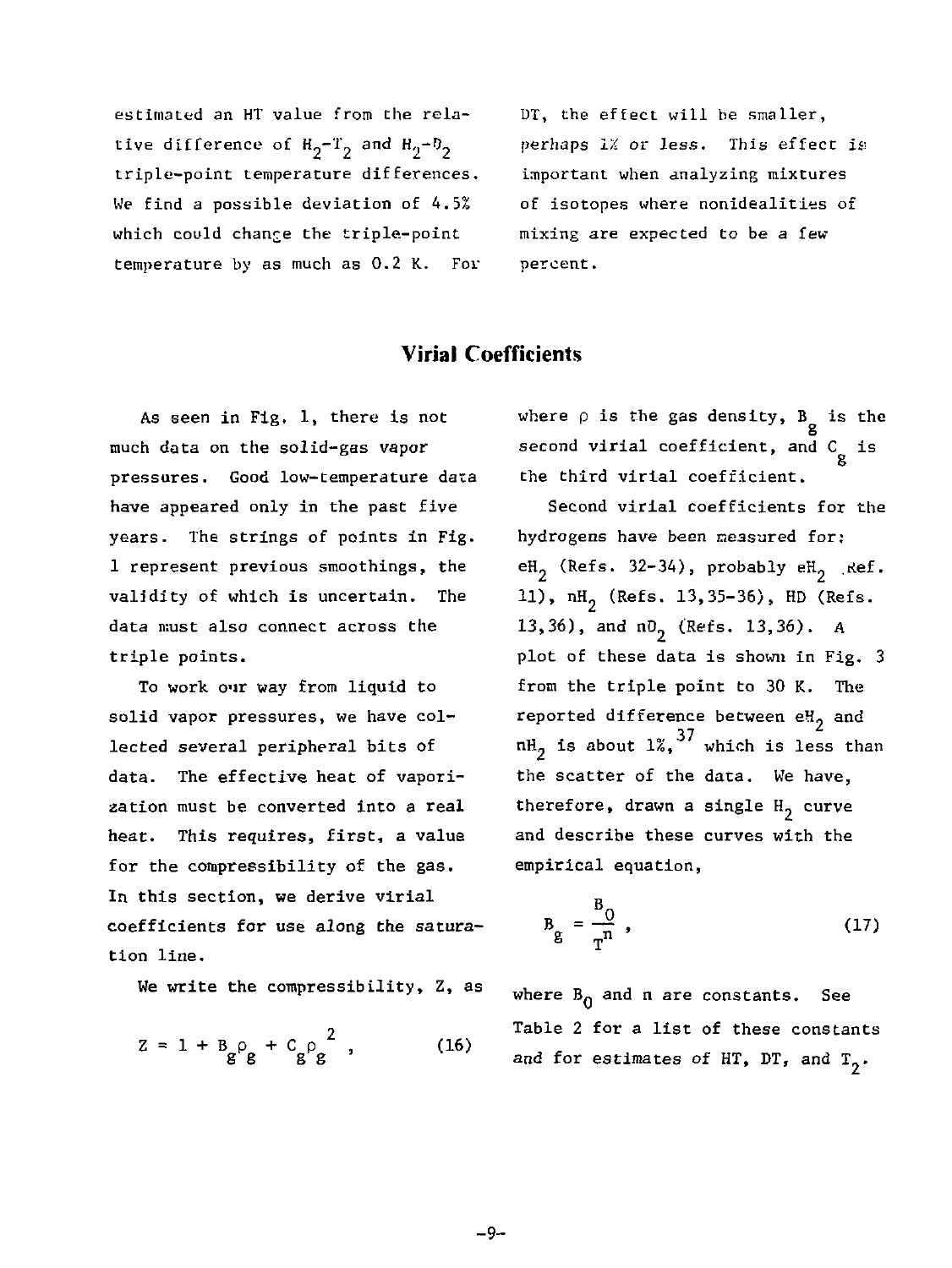estimated an HT value from the relative difference of $H_2$-$T_2$ and $H_2$-$D_2$ triple-point temperature differences. We find a possible deviation of 4.5% which could change the triple-point temperature by as much as 0.2 K. For DT, the effect will be smaller, perhaps 1% or less. This effect is important when analyzing mixtures of isotopes where nonidealities of mixing are expected to be a few percent.

## Virial Coefficients

As seen in Fig. 1, there is not much data on the solid-gas vapor pressures. Good low-temperature data have appeared only in the past five years. The strings of points in Fig. 1 represent previous smoothings, the validity of which is uncertain. The data must also connect across the triple points.

To work our way from liquid to solid vapor pressures, we have collected several peripheral bits of data. The effective heat of vaporization must be converted into a real heat. This requires, first, a value for the compressibility of the gas. In this section, we derive virial coefficients for use along the saturation line.

We write the compressibility, Z, as

$$Z = 1 + B_g \rho_g + C_g \rho_g^2 , \qquad (16)$$

where $\rho$ is the gas density, $B_g$ is the second virial coefficient, and $C_g$ is the third virial coefficient.

Second virial coefficients for the hydrogens have been measured for: $eH_2$ (Refs. 32-34), probably $eH_2$ Ref. 11), $nH_2$ (Refs. 13,35-36), HD (Refs. 13,36), and $nD_2$ (Refs. 13,36). A plot of these data is shown in Fig. 3 from the triple point to 30 K. The reported difference between $eH_2$ and $nH_2$ is about 1%,[37] which is less than the scatter of the data. We have, therefore, drawn a single $H_2$ curve and describe these curves with the empirical equation,

$$B_g = \frac{B_0}{T^n} , \qquad (17)$$

where $B_0$ and n are constants. See Table 2 for a list of these constants and for estimates of HT, DT, and $T_2$.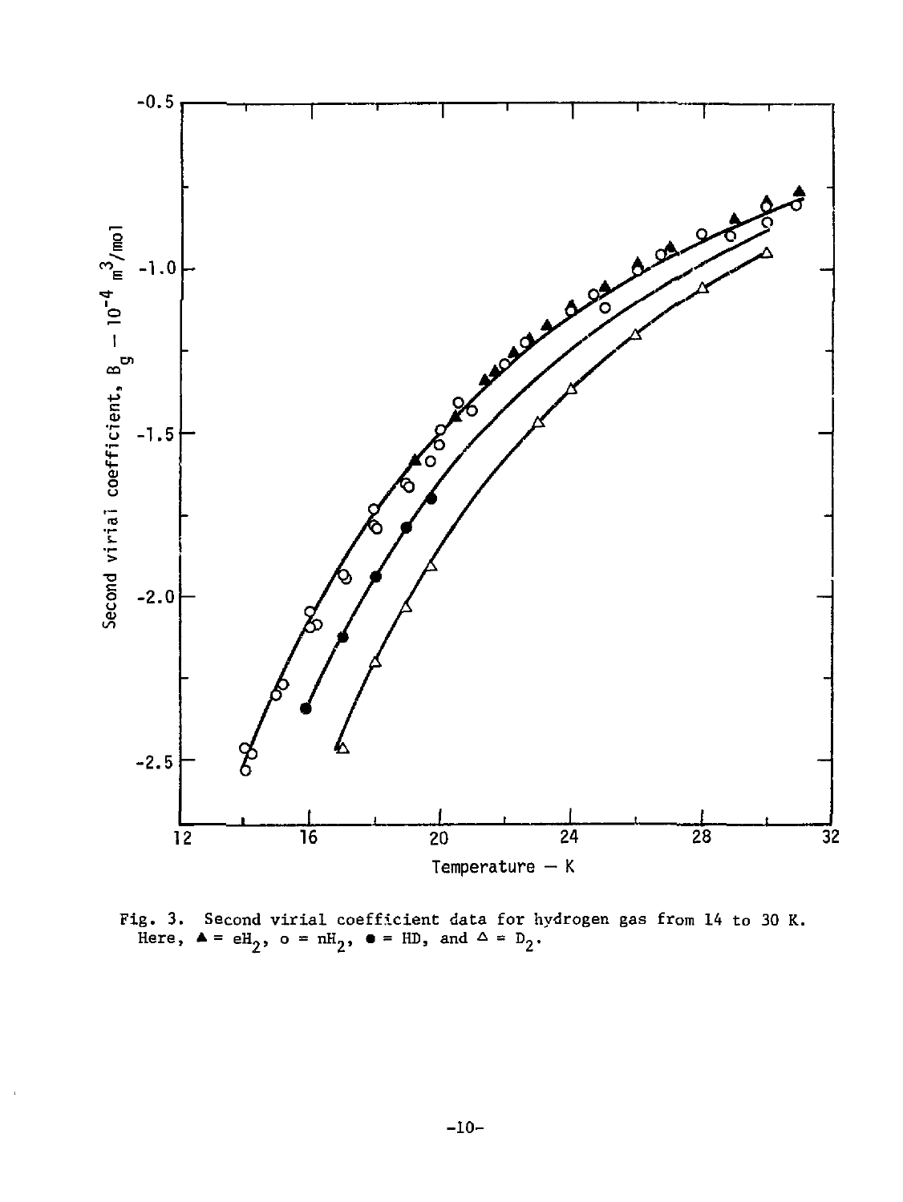Fig. 3. Second virial coefficient data for hydrogen gas from 14 to 30 K. Here, ▲ = $eH_2$, o = $nH_2$, ● = HD, and △ = $D_2$.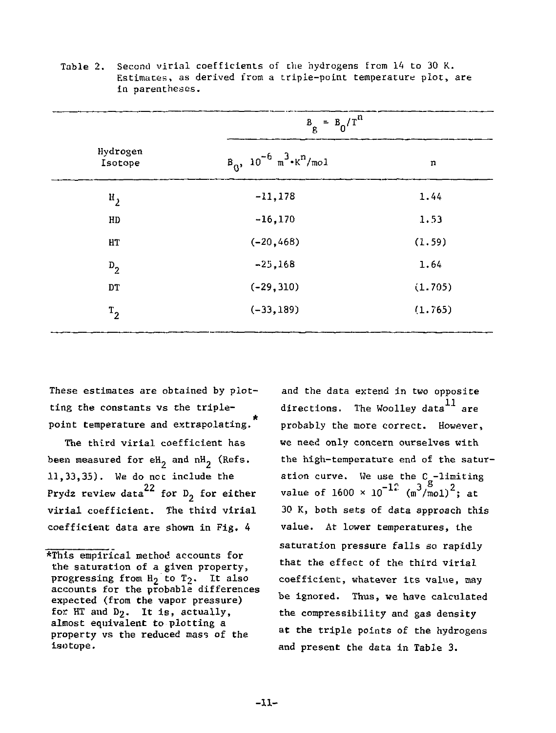Table 2. Second virial coefficients of the hydrogens from 14 to 30 K. Estimates, as derived from a triple-point temperature plot, are in parentheses.

| Hydrogen Isotope | $B_g = B_0/T^n$ | |
|---|---|---|
| | $B_0$, $10^{-6}$ $m^3 \cdot K^n/mol$ | n |
| $H_2$ | -11,178 | 1.44 |
| HD | -16,170 | 1.53 |
| HT | (-20,468) | (1.59) |
| $D_2$ | -25,168 | 1.64 |
| DT | (-29,310) | (1.705) |
| $T_2$ | (-33,189) | (1.765) |

These estimates are obtained by plotting the constants vs the triple-point temperature and extrapolating.*

The third virial coefficient has been measured for $eH_2$ and $nH_2$ (Refs. 11,33,35). We do not include the Prydz review data[22] for $D_2$ for either virial coefficient. The third virial coefficient data are shown in Fig. 4 and the data extend in two opposite directions. The Woolley data[11] are probably the more correct. However, we need only concern ourselves with the high-temperature end of the saturation curve. We use the $C_g$-limiting value of $1600 \times 10^{-12}$ $(m^3/mol)^2$; at 30 K, both sets of data approach this value. At lower temperatures, the saturation pressure falls so rapidly that the effect of the third virial coefficient, whatever its value, may be ignored. Thus, we have calculated the compressibility and gas density at the triple points of the hydrogens and present the data in Table 3.

*This empirical method accounts for the saturation of a given property, progressing from $H_2$ to $T_2$. It also accounts for the probable differences expected (from the vapor pressure) for HT and $D_2$. It is, actually, almost equivalent to plotting a property vs the reduced mass of the isotope.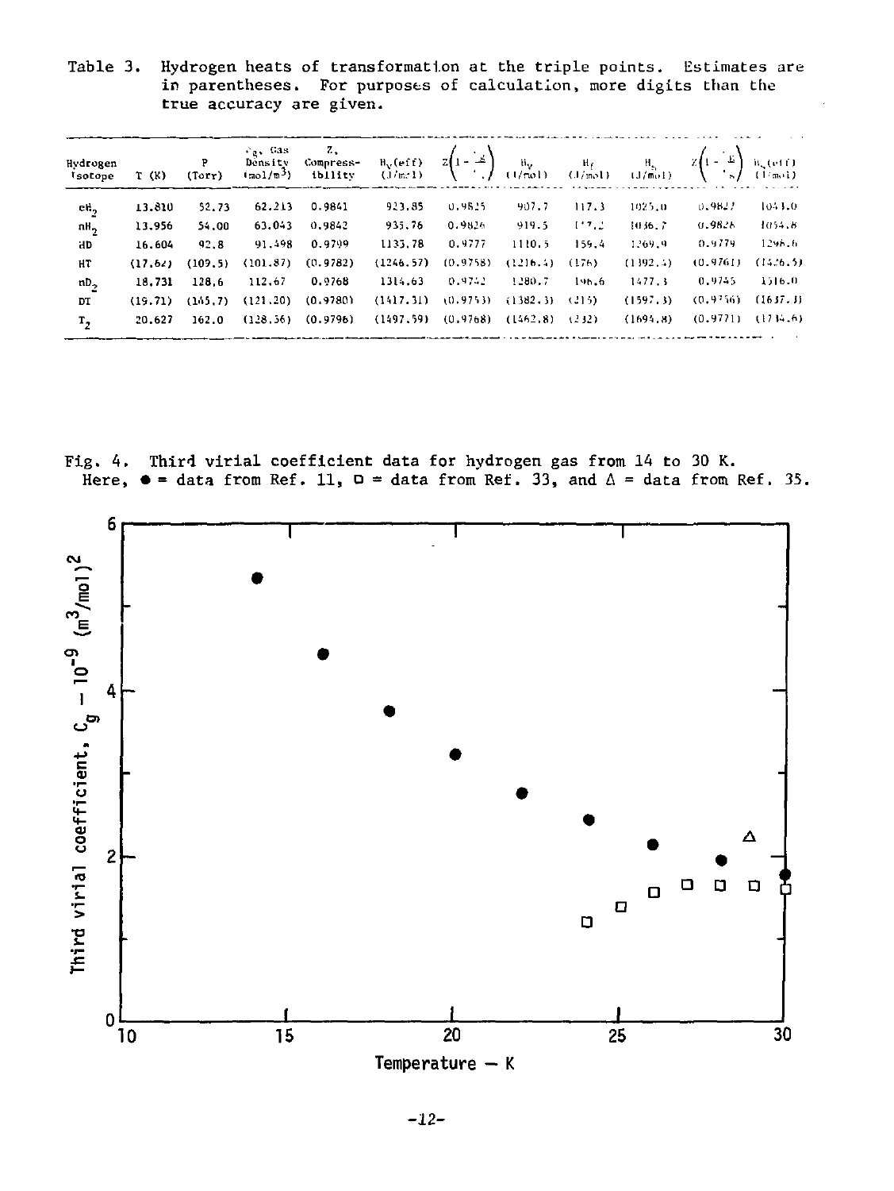Table 3. Hydrogen heats of transformation at the triple points. Estimates are in parentheses. For purposes of calculation, more digits than the true accuracy are given.

| Hydrogen Isotope | T (K) | P (Torr) | $\rho_g$, Gas Density (mol/m$^3$) | Z, Compressibility | $H_v$(eff) (J/mol) | $Z\left(1-\frac{\rho_g}{\rho_\ell}\right)$ | $H_v$ (J/mol) | $H_f$ (J/mol) | $H_s$ (J/mol) | $Z\left(1-\frac{\rho_g}{\rho_s}\right)$ | $H_s$(eff) (J/mol) |
|---|---|---|---|---|---|---|---|---|---|---|---|
| $eH_2$ | 13.810 | 52.73 | 62.213 | 0.9841 | 923.85 | 0.9825 | 907.7 | 117.3 | 1025.0 | 0.9827 | 1043.0 |
| $nH_2$ | 13.956 | 54.00 | 63.043 | 0.9842 | 935.76 | 0.9826 | 919.5 | 117.2 | 1036.7 | 0.9828 | 1054.8 |
| HD | 16.604 | 92.8 | 91.498 | 0.9799 | 1135.78 | 0.9777 | 1110.5 | 159.4 | 1269.9 | 0.9779 | 1298.6 |
| HT | (17.62) | (109.5) | (101.87) | (0.9782) | (1246.57) | (0.9758) | (1216.4) | (176) | (1392.4) | (0.9761) | (1426.5) |
| $nD_2$ | 18.731 | 128.6 | 112.67 | 0.9768 | 1314.63 | 0.9742 | 1280.7 | 196.6 | 1477.3 | 0.9745 | 1516.0 |
| DT | (19.71) | (145.7) | (121.20) | (0.9780) | (1417.31) | (0.9753) | (1382.3) | (215) | (1597.3) | (0.9756) | (1637.3) |
| $T_2$ | 20.627 | 162.0 | (128.56) | (0.9796) | (1497.59) | (0.9768) | (1462.8) | (232) | (1694.8) | (0.9771) | (1734.6) |

Fig. 4. Third virial coefficient data for hydrogen gas from 14 to 30 K. Here, ● = data from Ref. 11, □ = data from Ref. 33, and Δ = data from Ref. 35.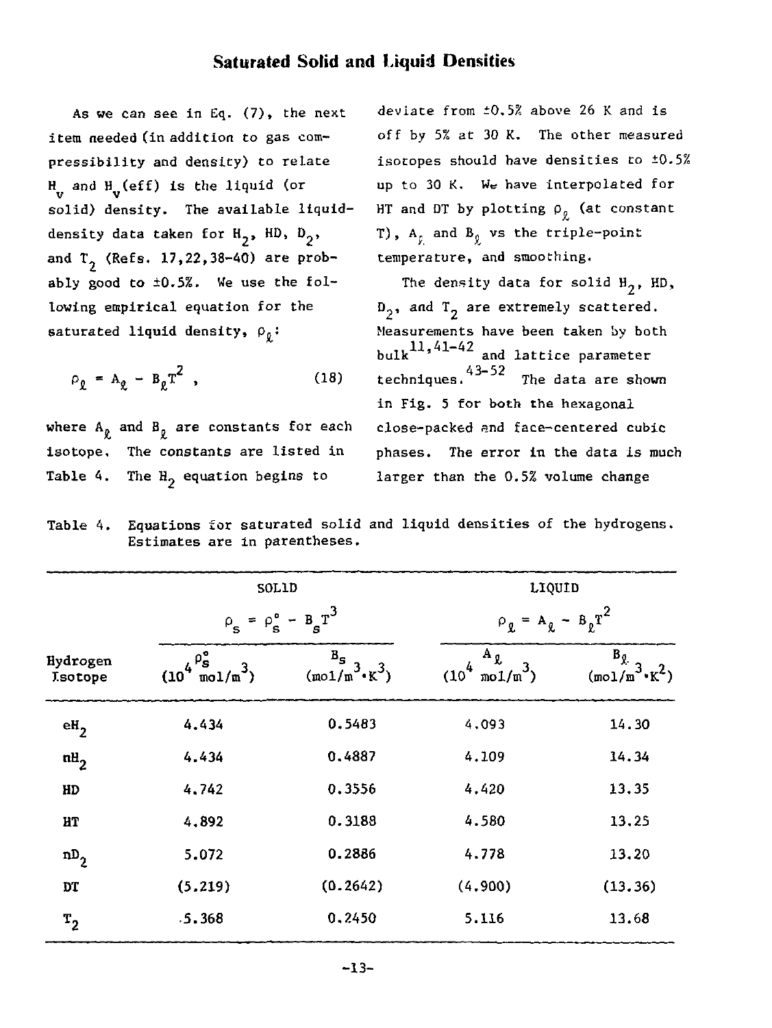## Saturated Solid and Liquid Densities

As we can see in Eq. (7), the next item needed (in addition to gas compressibility and density) to relate $H_v$ and $H_v(\text{eff})$ is the liquid (or solid) density. The available liquid-density data taken for $H_2$, HD, $D_2$, and $T_2$ (Refs. 17,22,38-40) are probably good to ±0.5%. We use the following empirical equation for the saturated liquid density, $\rho_\ell$:

$$\rho_\ell = A_\ell - B_\ell T^2 , \tag{18}$$

where $A_\ell$ and $B_\ell$ are constants for each isotope. The constants are listed in Table 4. The $H_2$ equation begins to deviate from ±0.5% above 26 K and is off by 5% at 30 K. The other measured isotopes should have densities to ±0.5% up to 30 K. We have interpolated for HT and DT by plotting $\rho_\ell$ (at constant T), $A_\ell$ and $B_\ell$ vs the triple-point temperature, and smoothing.

The density data for solid $H_2$, HD, $D_2$, and $T_2$ are extremely scattered. Measurements have been taken by both bulk[11,41-42] and lattice parameter techniques.[43-52] The data are shown in Fig. 5 for both the hexagonal close-packed and face-centered cubic phases. The error in the data is much larger than the 0.5% volume change

Table 4. Equations for saturated solid and liquid densities of the hydrogens. Estimates are in parentheses.

| Hydrogen Isotope | SOLID $\rho_s = \rho_s^\circ - B_s T^3$ | | LIQUID $\rho_\ell = A_\ell - B_\ell T^2$ | |
|---|---|---|---|---|
| | $\rho_s^\circ$ $(10^4\ \text{mol/m}^3)$ | $B_s$ $(\text{mol/m}^3 \cdot \text{K}^3)$ | $A_\ell$ $(10^4\ \text{mol/m}^3)$ | $B_\ell$ $(\text{mol/m}^3 \cdot \text{K}^2)$ |
| $eH_2$ | 4.434 | 0.5483 | 4.093 | 14.30 |
| $nH_2$ | 4.434 | 0.4887 | 4.109 | 14.34 |
| HD | 4.742 | 0.3556 | 4.420 | 13.35 |
| HT | 4.892 | 0.3188 | 4.580 | 13.25 |
| $nD_2$ | 5.072 | 0.2886 | 4.778 | 13.20 |
| DT | (5.219) | (0.2642) | (4.900) | (13.36) |
| $T_2$ | 5.368 | 0.2450 | 5.116 | 13.68 |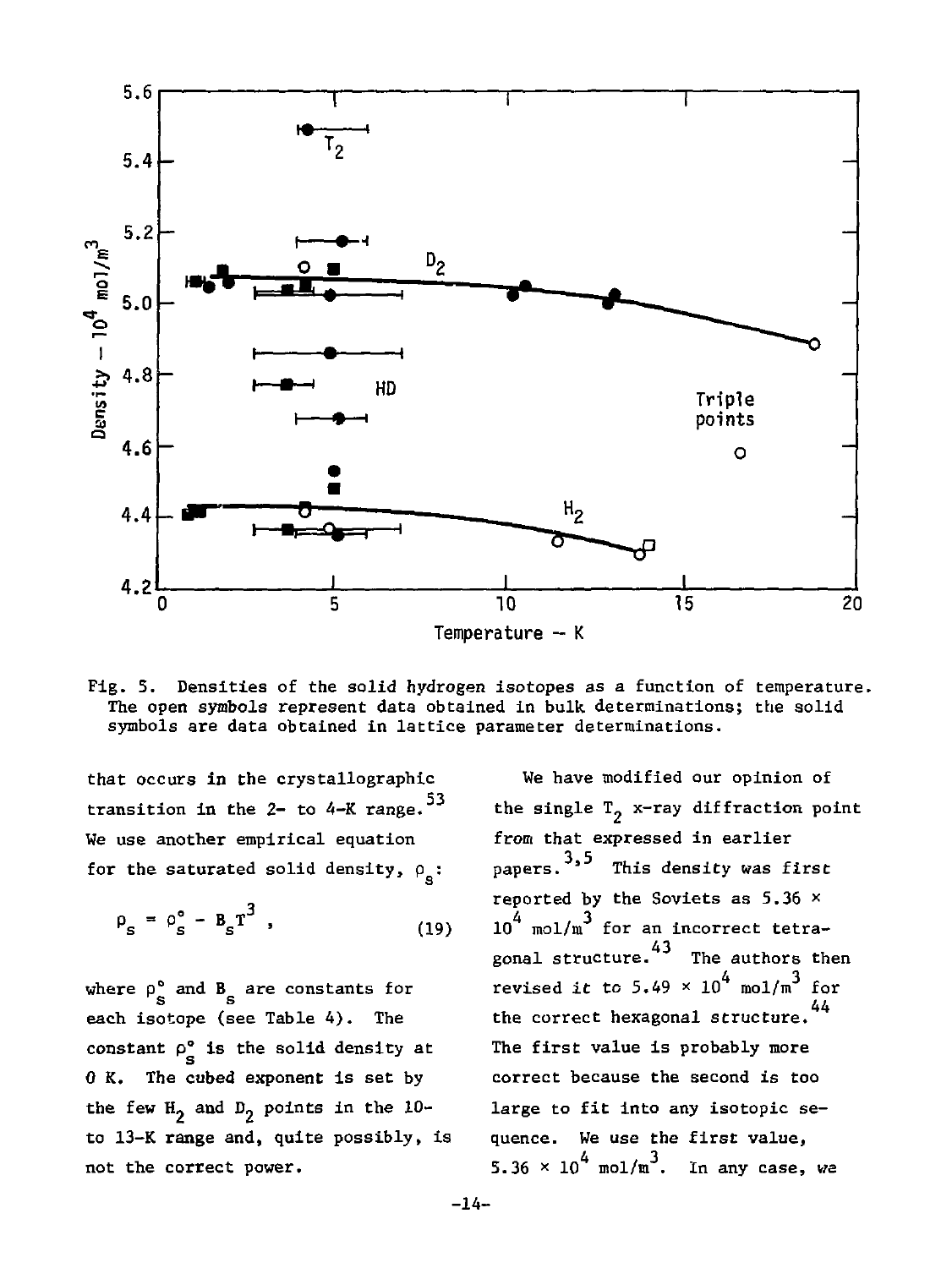Fig. 5. Densities of the solid hydrogen isotopes as a function of temperature. The open symbols represent data obtained in bulk determinations; the solid symbols are data obtained in lattice parameter determinations.

that occurs in the crystallographic transition in the 2- to 4-K range.[53] We use another empirical equation for the saturated solid density, $\rho_s$:

$$\rho_s = \rho_s^\circ - B_s T^3 , \tag{19}$$

where $\rho_s^\circ$ and $B_s$ are constants for each isotope (see Table 4). The constant $\rho_s^\circ$ is the solid density at 0 K. The cubed exponent is set by the few $H_2$ and $D_2$ points in the 10- to 13-K range and, quite possibly, is not the correct power.

We have modified our opinion of the single $T_2$ x-ray diffraction point from that expressed in earlier papers.[3,5] This density was first reported by the Soviets as $5.36 \times 10^4$ mol/m$^3$ for an incorrect tetragonal structure.[43] The authors then revised it to $5.49 \times 10^4$ mol/m$^3$ for the correct hexagonal structure.[44] The first value is probably more correct because the second is too large to fit into any isotopic sequence. We use the first value, $5.36 \times 10^4$ mol/m$^3$. In any case, we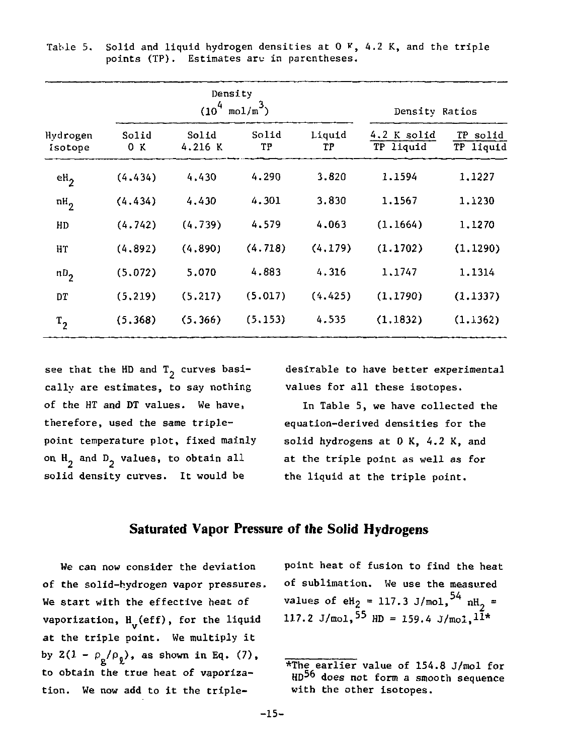Table 5. Solid and liquid hydrogen densities at 0 K, 4.2 K, and the triple points (TP). Estimates are in parentheses.

| Hydrogen Isotope | Density ($10^4$ mol/m$^3$) | | | | Density Ratios | |
|---|---|---|---|---|---|---|
| | Solid 0 K | Solid 4.216 K | Solid TP | Liquid TP | 4.2 K solid / TP liquid | TP solid / TP liquid |
| $eH_2$ | (4.434) | 4.430 | 4.290 | 3.820 | 1.1594 | 1.1227 |
| $nH_2$ | (4.434) | 4.430 | 4.301 | 3.830 | 1.1567 | 1.1230 |
| HD | (4.742) | (4.739) | 4.579 | 4.063 | (1.1664) | 1.1270 |
| HT | (4.892) | (4.890) | (4.718) | (4.179) | (1.1702) | (1.1290) |
| $nD_2$ | (5.072) | 5.070 | 4.883 | 4.316 | 1.1747 | 1.1314 |
| DT | (5.219) | (5.217) | (5.017) | (4.425) | (1.1790) | (1.1337) |
| $T_2$ | (5.368) | (5.366) | (5.153) | 4.535 | (1.1832) | (1.1362) |

see that the HD and $T_2$ curves basically are estimates, to say nothing of the HT and DT values. We have, therefore, used the same triple-point temperature plot, fixed mainly on $H_2$ and $D_2$ values, to obtain all solid density curves. It would be desirable to have better experimental values for all these isotopes.

In Table 5, we have collected the equation-derived densities for the solid hydrogens at 0 K, 4.2 K, and at the triple point as well as for the liquid at the triple point.

## Saturated Vapor Pressure of the Solid Hydrogens

We can now consider the deviation of the solid-hydrogen vapor pressures. We start with the effective heat of vaporization, $H_v$(eff), for the liquid at the triple point. We multiply it by $2(1 - \rho_g/\rho_\ell)$, as shown in Eq. (7), to obtain the true heat of vaporization. We now add to it the triple-point heat of fusion to find the heat of sublimation. We use the measured values of $eH_2$ = 117.3 J/mol,[54] $nH_2$ = 117.2 J/mol,[55] HD = 159.4 J/mol,[11]*

*The earlier value of 154.8 J/mol for HD[56] does not form a smooth sequence with the other isotopes.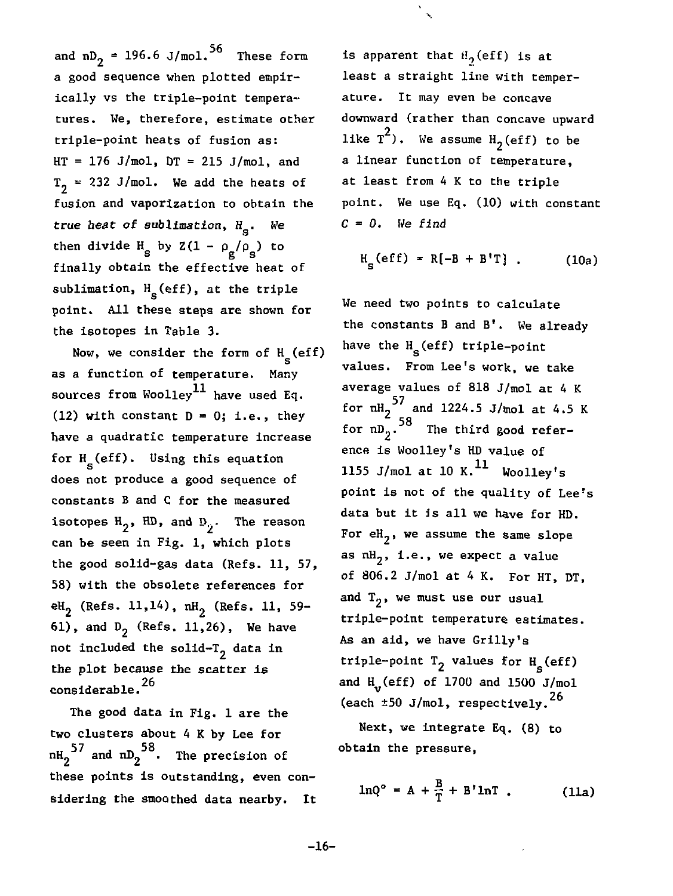and $nD_2$ = 196.6 J/mol.[56] These form a good sequence when plotted empirically vs the triple-point temperatures. We, therefore, estimate other triple-point heats of fusion as: HT = 176 J/mol, DT = 215 J/mol, and $T_2$ = 232 J/mol. We add the heats of fusion and vaporization to obtain the *true heat of sublimation*, $H_s$. *We* then divide $H_s$ by $Z(1 - \rho_g/\rho_s)$ to finally obtain the effective heat of sublimation, $H_s$(eff), at the triple point. All these steps are shown for the isotopes in Table 3.

Now, we consider the form of $H_s$(eff) as a function of temperature. Many sources from Woolley[11] have used Eq. (12) with constant D = 0; i.e., they have a quadratic temperature increase for $H_s$(eff). Using this equation does not produce a good sequence of constants B and C for the measured isotopes $H_2$, HD, and $D_2$. The reason can be seen in Fig. 1, which plots the good solid-gas data (Refs. 11, 57, 58) with the obsolete references for $eH_2$ (Refs. 11,14), $nH_2$ (Refs. 11, 59-61), and $D_2$ (Refs. 11,26), We have not included the solid-$T_2$ data in the plot because the scatter is considerable.[26]

The good data in Fig. 1 are the two clusters about 4 K by Lee for $nH_2$[57] and $nD_2$[58]. The precision of these points is outstanding, even considering the smoothed data nearby. It is apparent that $H_2$(eff) is at least a straight line with temperature. It may even be concave downward (rather than concave upward like $T^2$). We assume $H_2$(eff) to be a linear function of temperature, at least from 4 K to the triple point. We use Eq. (10) with constant *C = 0. We find*

$$H_s(\text{eff}) = R[-B + B'T] \ . \qquad (10a)$$

We need two points to calculate the constants B and B'. We already have the $H_s$(eff) triple-point values. From Lee's work, we take average values of 818 J/mol at 4 K for $nH_2$[57] and 1224.5 J/mol at 4.5 K for $nD_2$.[58] The third good reference is Woolley's HD value of 1155 J/mol at 10 K.[11] Woolley's point is not of the quality of Lee's data but it is all we have for HD. For $eH_2$, we assume the same slope as $nH_2$, i.e., we expect a value of 806.2 J/mol at 4 K. For HT, DT, and $T_2$, we must use our usual triple-point temperature estimates. As an aid, we have Grilly's triple-point $T_2$ values for $H_s$(eff) and $H_v$(eff) of 1700 and 1500 J/mol (each ±50 J/mol, respectively.[26]

Next, we integrate Eq. (8) to obtain the pressure,

$$\ln Q^\circ = A + \frac{B}{T} + B'\ln T \ . \qquad (11a)$$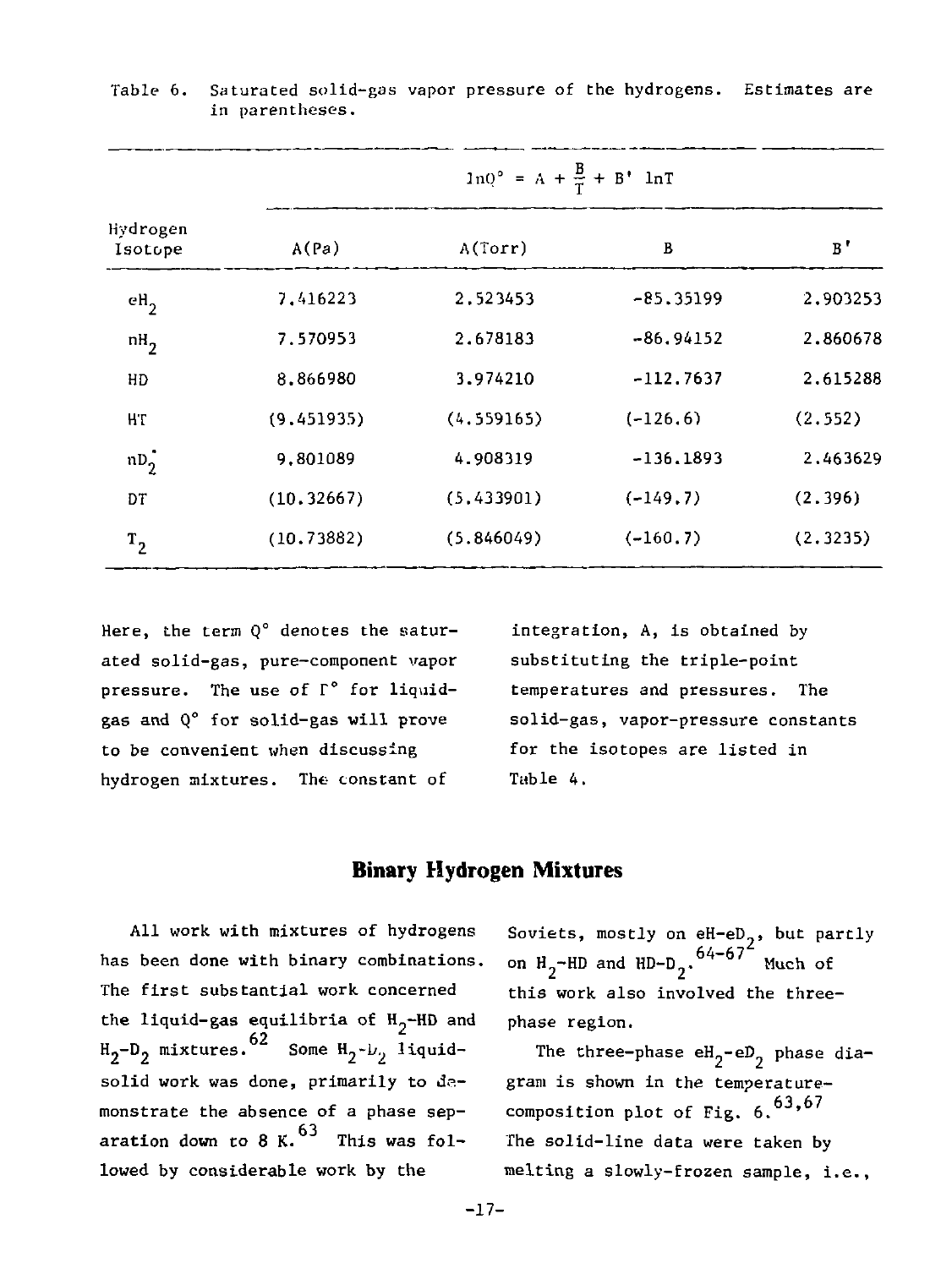Table 6. Saturated solid-gas vapor pressure of the hydrogens. Estimates are in parentheses.

| Hydrogen Isotope | $\ln Q^\circ = A + \frac{B}{T} + B' \ln T$ | | | |
|---|---|---|---|---|
| | A(Pa) | A(Torr) | B | B' |
| $eH_2$ | 7.416223 | 2.523453 | -85.35199 | 2.903253 |
| $nH_2$ | 7.570953 | 2.678183 | -86.94152 | 2.860678 |
| HD | 8.866980 | 3.974210 | -112.7637 | 2.615288 |
| HT | (9.451935) | (4.559165) | (-126.6) | (2.552) |
| $nD_2^{\bullet}$ | 9.801089 | 4.908319 | -136.1893 | 2.463629 |
| DT | (10.32667) | (5.433901) | (-149.7) | (2.396) |
| $T_2$ | (10.73882) | (5.846049) | (-160.7) | (2.3235) |

Here, the term $Q^\circ$ denotes the saturated solid-gas, pure-component vapor pressure. The use of $\Gamma^\circ$ for liquid-gas and $Q^\circ$ for solid-gas will prove to be convenient when discussing hydrogen mixtures. The constant of integration, A, is obtained by substituting the triple-point temperatures and pressures. The solid-gas, vapor-pressure constants for the isotopes are listed in Table 4.

## Binary Hydrogen Mixtures

All work with mixtures of hydrogens has been done with binary combinations. The first substantial work concerned the liquid-gas equilibria of $H_2$-HD and $H_2$-$D_2$ mixtures.[62] Some $H_2$-$D_2$ liquid-solid work was done, primarily to demonstrate the absence of a phase separation down to 8 K.[63] This was followed by considerable work by the Soviets, mostly on $eH$-$eD_2$, but partly on $H_2$-HD and HD-$D_2$.[64-67] Much of this work also involved the three-phase region.

The three-phase $eH_2$-$eD_2$ phase diagram is shown in the temperature-composition plot of Fig. 6.[63,67] The solid-line data were taken by melting a slowly-frozen sample, i.e.,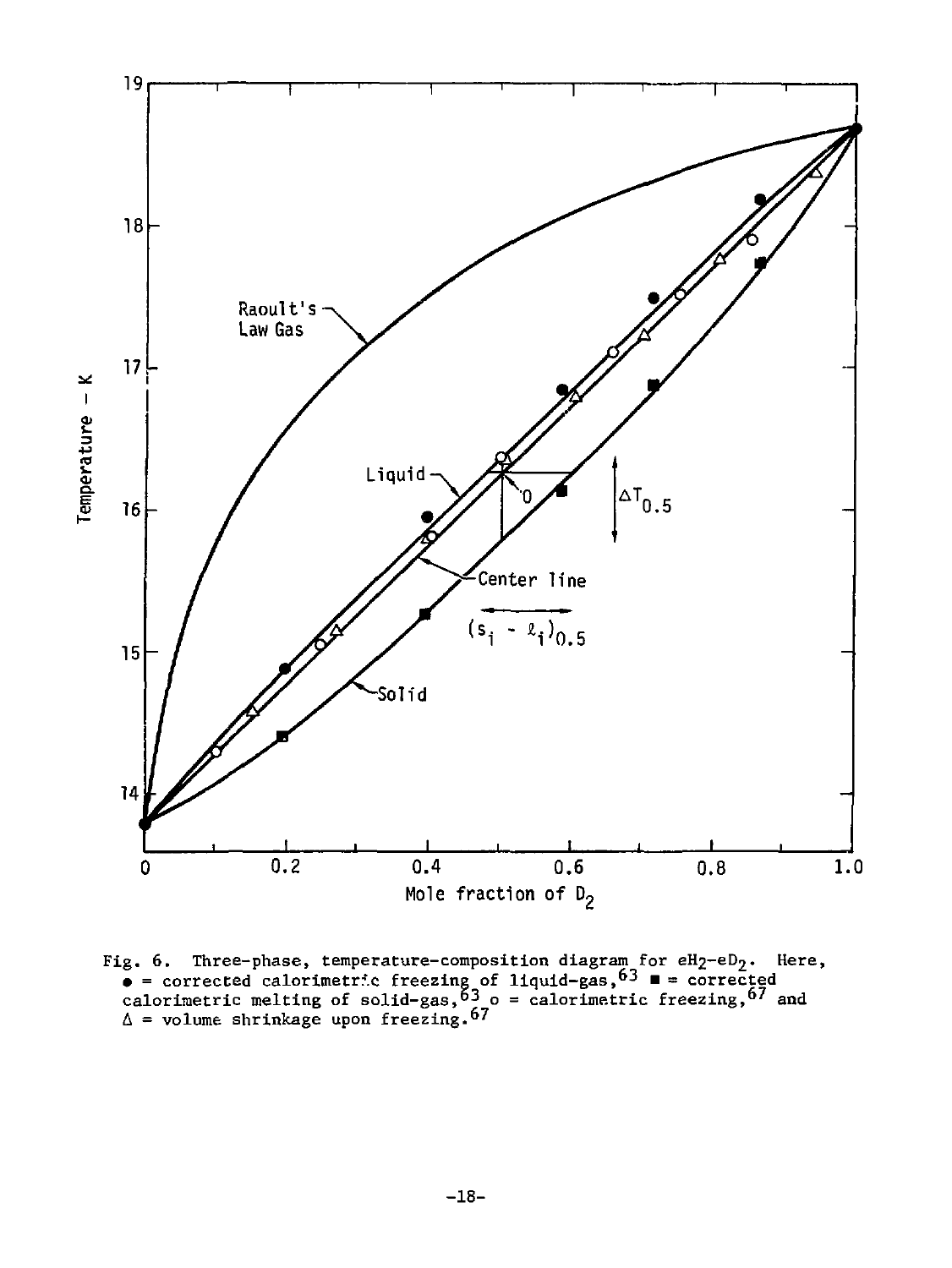Fig. 6. Three-phase, temperature-composition diagram for $eH_2$-$eD_2$. Here, ● = corrected calorimetric freezing of liquid-gas,[63] ■ = corrected calorimetric melting of solid-gas,[63] o = calorimetric freezing,[67] and Δ = volume shrinkage upon freezing.[67]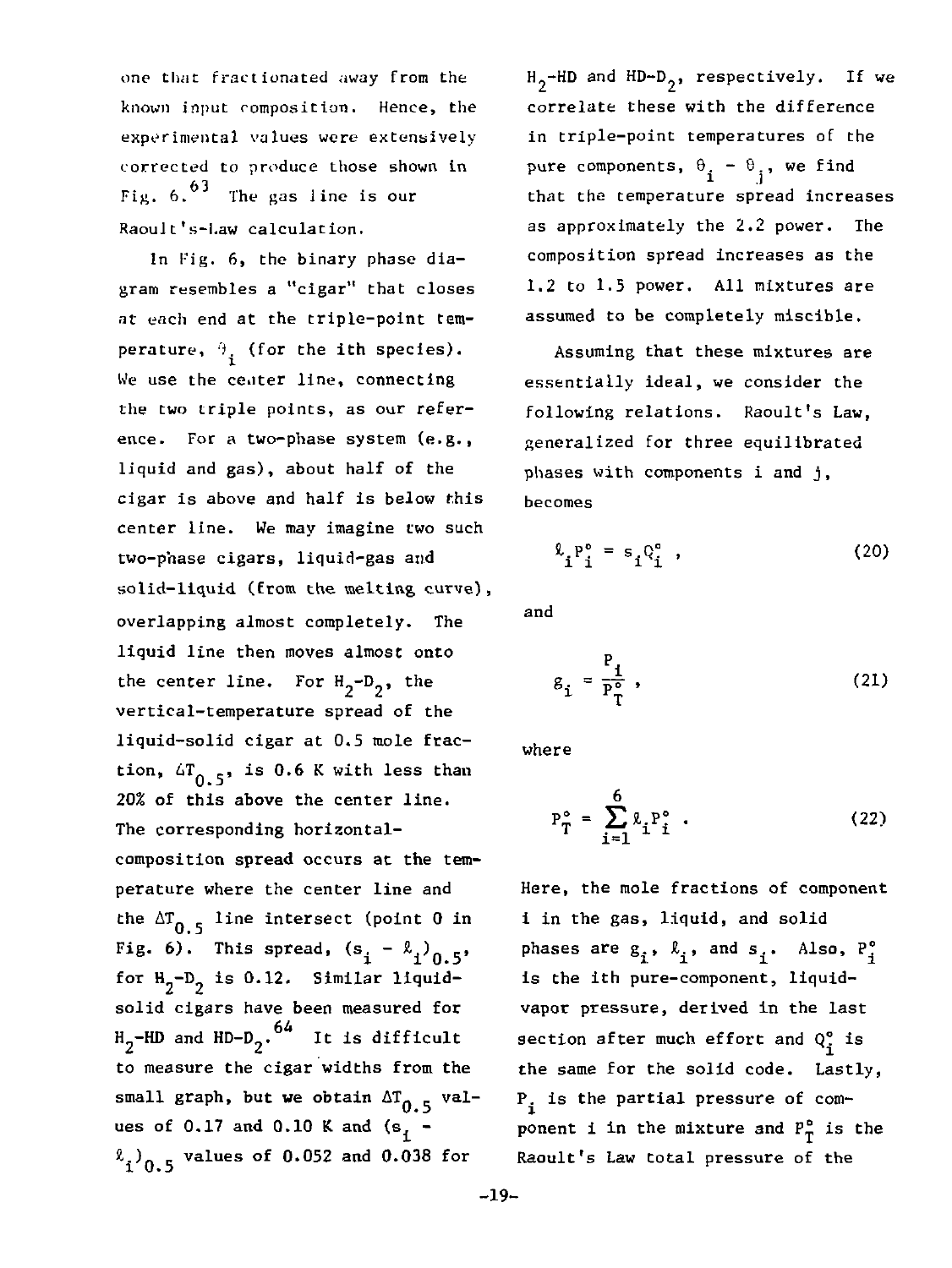one that fractionated away from the known input composition. Hence, the experimental values were extensively corrected to produce those shown in Fig. 6.[63] The gas line is our Raoult's-Law calculation.

In Fig. 6, the binary phase diagram resembles a "cigar" that closes at each end at the triple-point temperature, $\theta_i$ (for the ith species). We use the center line, connecting the two triple points, as our reference. For a two-phase system (e.g., liquid and gas), about half of the cigar is above and half is below this center line. We may imagine two such two-phase cigars, liquid-gas and solid-liquid (from the melting curve), overlapping almost completely. The liquid line then moves almost onto the center line. For $H_2$-$D_2$, the vertical-temperature spread of the liquid-solid cigar at 0.5 mole fraction, $\Delta T_{0.5}$, is 0.6 K with less than 20% of this above the center line. The corresponding horizontal-composition spread occurs at the temperature where the center line and the $\Delta T_{0.5}$ line intersect (point O in Fig. 6). This spread, $(s_i - \ell_i)_{0.5}$, for $H_2$-$D_2$ is 0.12. Similar liquid-solid cigars have been measured for $H_2$-HD and HD-$D_2$.[64] It is difficult to measure the cigar widths from the small graph, but we obtain $\Delta T_{0.5}$ values of 0.17 and 0.10 K and $(s_i - \ell_i)_{0.5}$ values of 0.052 and 0.038 for $H_2$-HD and HD-$D_2$, respectively. If we correlate these with the difference in triple-point temperatures of the pure components, $\theta_i - \theta_j$, we find that the temperature spread increases as approximately the 2.2 power. The composition spread increases as the 1.2 to 1.5 power. All mixtures are assumed to be completely miscible.

Assuming that these mixtures are essentially ideal, we consider the following relations. Raoult's Law, generalized for three equilibrated phases with components i and j, becomes

$$\ell_i P_i^\circ = s_i Q_i^\circ \ , \tag{20}$$

and

$$g_i = \frac{P_i}{P_T^\circ} \ , \tag{21}$$

where

$$P_T^\circ = \sum_{i=1}^{6} \ell_i P_i^\circ \ . \tag{22}$$

Here, the mole fractions of component i in the gas, liquid, and solid phases are $g_i$, $\ell_i$, and $s_i$. Also, $P_i^\circ$ is the ith pure-component, liquid-vapor pressure, derived in the last section after much effort and $Q_i^\circ$ is the same for the solid code. Lastly, $P_i$ is the partial pressure of component i in the mixture and $P_T^\circ$ is the Raoult's Law total pressure of the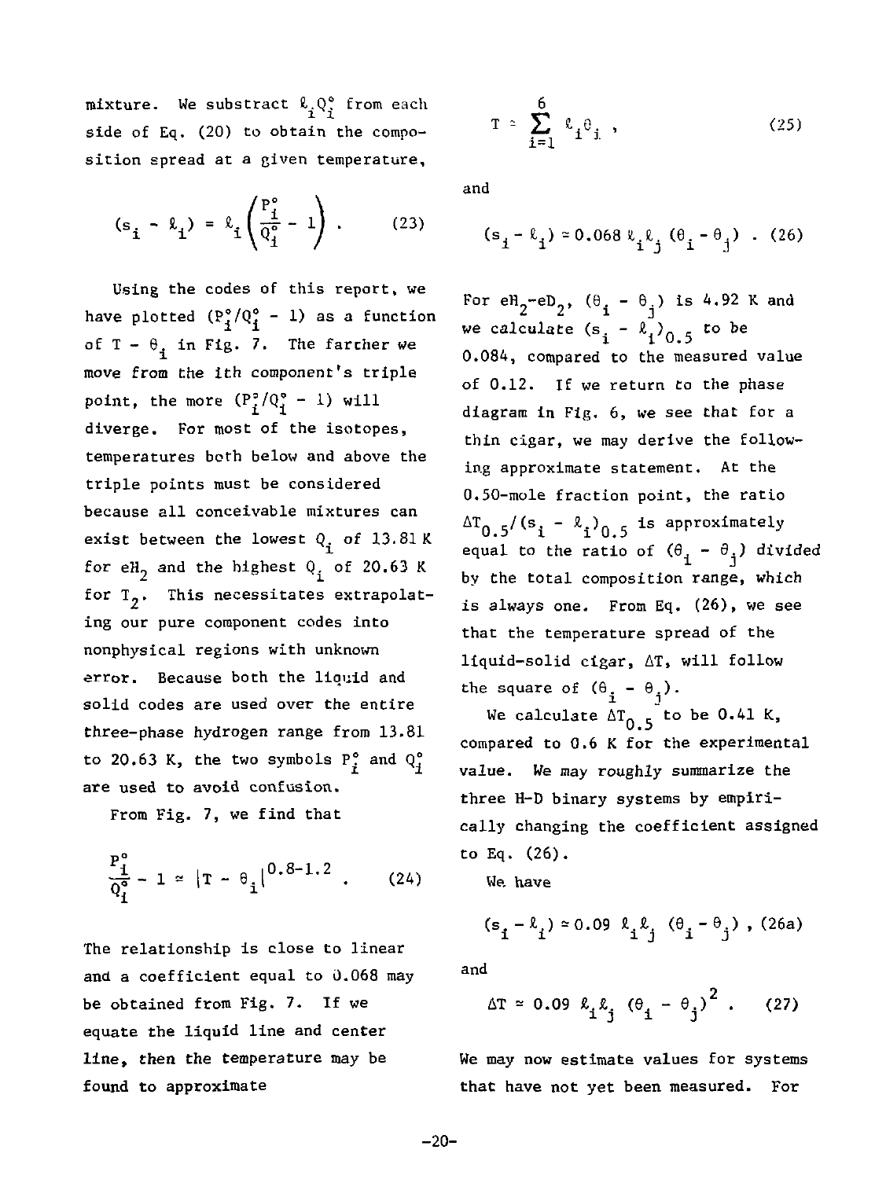mixture. We substract $\ell_i Q_i^\circ$ from each side of Eq. (20) to obtain the composition spread at a given temperature,

$$(s_i - \ell_i) = \ell_i \left( \frac{P_i^\circ}{Q_i^\circ} - 1 \right) . \qquad (23)$$

Using the codes of this report, we have plotted $(P_i^\circ/Q_i^\circ - 1)$ as a function of $T - \theta_i$ in Fig. 7. The farther we move from the ith component's triple point, the more $(P_i^\circ/Q_i^\circ - 1)$ will diverge. For most of the isotopes, temperatures both below and above the triple points must be considered because all conceivable mixtures can exist between the lowest $Q_i$ of 13.81 K for $eH_2$ and the highest $Q_i$ of 20.63 K for $T_2$. This necessitates extrapolating our pure component codes into nonphysical regions with unknown error. Because both the liquid and solid codes are used over the entire three-phase hydrogen range from 13.81 to 20.63 K, the two symbols $P_i^\circ$ and $Q_i^\circ$ are used to avoid confusion.

From Fig. 7, we find that

$$\frac{P_i^\circ}{Q_i^\circ} - 1 \approx |T - \theta_i|^{0.8-1.2} . \qquad (24)$$

The relationship is close to linear and a coefficient equal to 0.068 may be obtained from Fig. 7. If we equate the liquid line and center line, then the temperature may be found to approximate

$$T \approx \sum_{i=1}^{6} \ell_i \theta_i , \qquad (25)$$

and

$$(s_i - \ell_i) \approx 0.068\, \ell_i \ell_j (\theta_i - \theta_j) . \qquad (26)$$

For $eH_2$-$eD_2$, $(\theta_i - \theta_j)$ is 4.92 K and we calculate $(s_i - \ell_i)_{0.5}$ to be 0.084, compared to the measured value of 0.12. If we return to the phase diagram in Fig. 6, we see that for a thin cigar, we may derive the following approximate statement. At the 0.50-mole fraction point, the ratio $\Delta T_{0.5}/(s_i - \ell_i)_{0.5}$ is approximately equal to the ratio of $(\theta_i - \theta_j)$ divided by the total composition range, which is always one. From Eq. (26), we see that the temperature spread of the liquid-solid cigar, $\Delta T$, will follow the square of $(\theta_i - \theta_j)$.

We calculate $\Delta T_{0.5}$ to be 0.41 K, compared to 0.6 K for the experimental value. We may roughly summarize the three H-D binary systems by empirically changing the coefficient assigned to Eq. (26).

We have

$$(s_i - \ell_i) \approx 0.09\, \ell_i \ell_j (\theta_i - \theta_j) , \qquad (26a)$$

and

$$\Delta T \approx 0.09\, \ell_i \ell_j (\theta_i - \theta_j)^2 . \qquad (27)$$

We may now estimate values for systems that have not yet been measured. For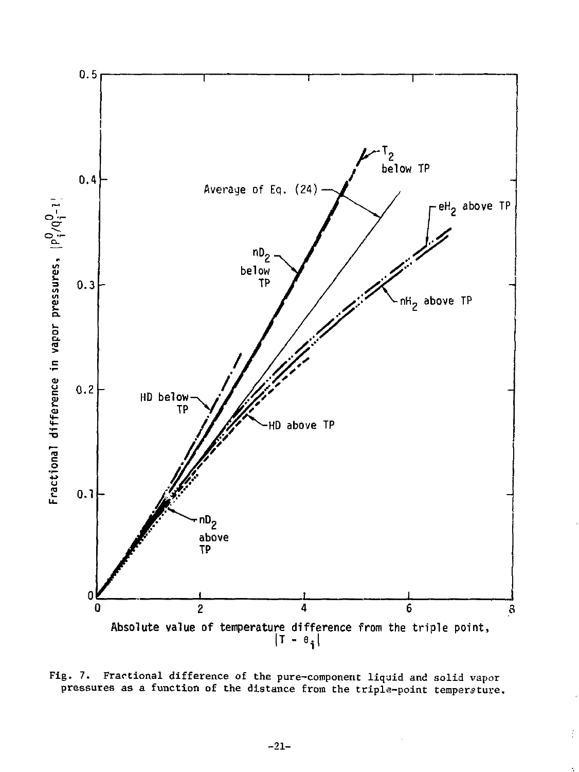Fig. 7. Fractional difference of the pure-component liquid and solid vapor pressures as a function of the distance from the triple-point temperature.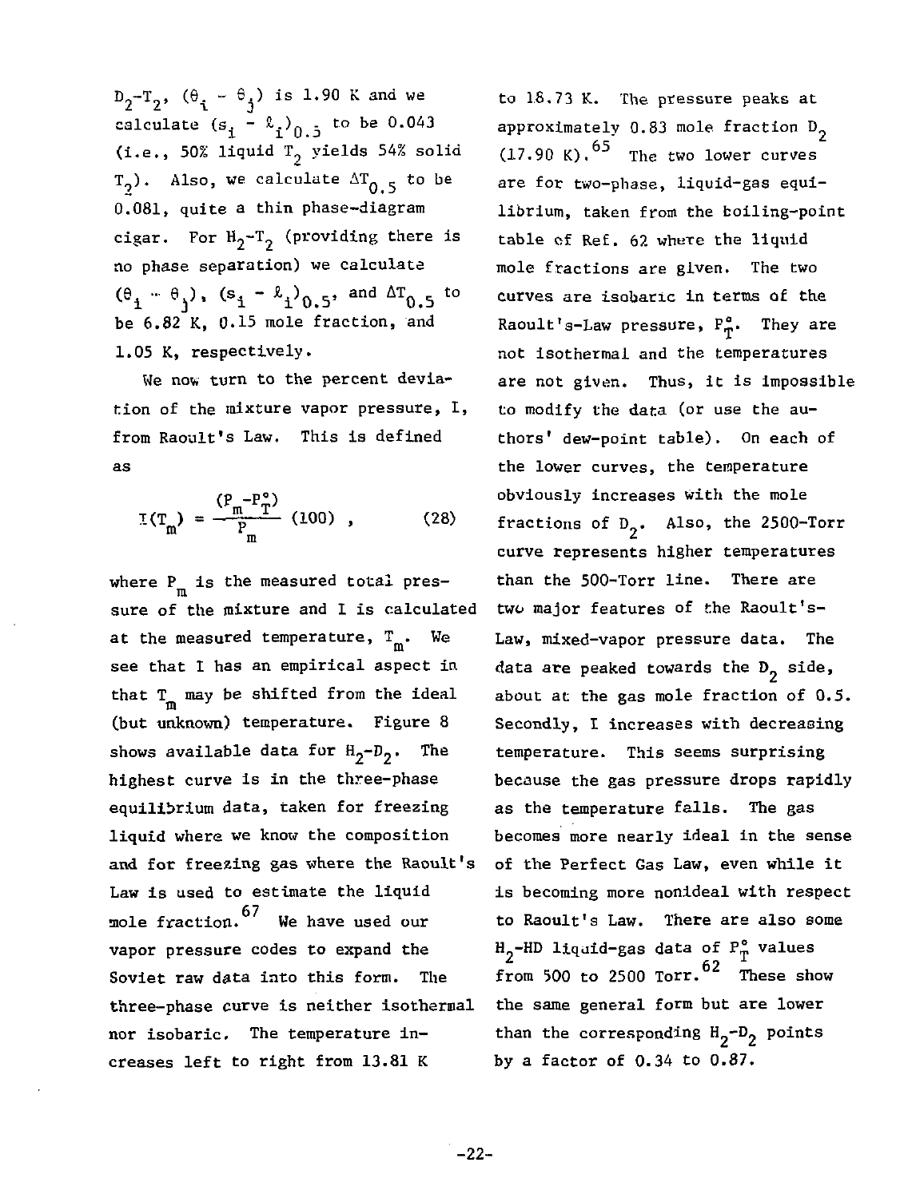$D_2$-$T_2$, $(\theta_i - \theta_j)$ is 1.90 K and we calculate $(s_i - \ell_i)_{0.5}$ to be 0.043 (i.e., 50% liquid $T_2$ yields 54% solid $T_2$). Also, we calculate $\Delta T_{0.5}$ to be 0.081, quite a thin phase-diagram cigar. For $H_2$-$T_2$ (providing there is no phase separation) we calculate $(\theta_i - \theta_j)$, $(s_i - \ell_i)_{0.5}$, and $\Delta T_{0.5}$ to be 6.82 K, 0.15 mole fraction, and 1.05 K, respectively.

We now turn to the percent deviation of the mixture vapor pressure, I, from Raoult's Law. This is defined as

$$I(T_m) = \frac{(P_m - P_T^\circ)}{P_m} (100) \; , \qquad (28)$$

where $P_m$ is the measured total pressure of the mixture and I is calculated at the measured temperature, $T_m$. We see that I has an empirical aspect in that $T_m$ may be shifted from the ideal (but unknown) temperature. Figure 8 shows available data for $H_2$-$D_2$. The highest curve is in the three-phase equilibrium data, taken for freezing liquid where we know the composition and for freezing gas where the Raoult's Law is used to estimate the liquid mole fraction.[67] We have used our vapor pressure codes to expand the Soviet raw data into this form. The three-phase curve is neither isothermal nor isobaric. The temperature increases left to right from 13.81 K to 18.73 K. The pressure peaks at approximately 0.83 mole fraction $D_2$ (17.90 K).[65] The two lower curves are for two-phase, liquid-gas equilibrium, taken from the boiling-point table of Ref. 62 where the liquid mole fractions are given. The two curves are isobaric in terms of the Raoult's-Law pressure, $P_T^\circ$. They are not isothermal and the temperatures are not given. Thus, it is impossible to modify the data (or use the authors' dew-point table). On each of the lower curves, the temperature obviously increases with the mole fractions of $D_2$. Also, the 2500-Torr curve represents higher temperatures than the 500-Torr line. There are two major features of the Raoult's-Law, mixed-vapor pressure data. The data are peaked towards the $D_2$ side, about at the gas mole fraction of 0.5. Secondly, I increases with decreasing temperature. This seems surprising because the gas pressure drops rapidly as the temperature falls. The gas becomes more nearly ideal in the sense of the Perfect Gas Law, even while it is becoming more nonideal with respect to Raoult's Law. There are also some $H_2$-HD liquid-gas data of $P_T^\circ$ values from 500 to 2500 Torr.[62] These show the same general form but are lower than the corresponding $H_2$-$D_2$ points by a factor of 0.34 to 0.87.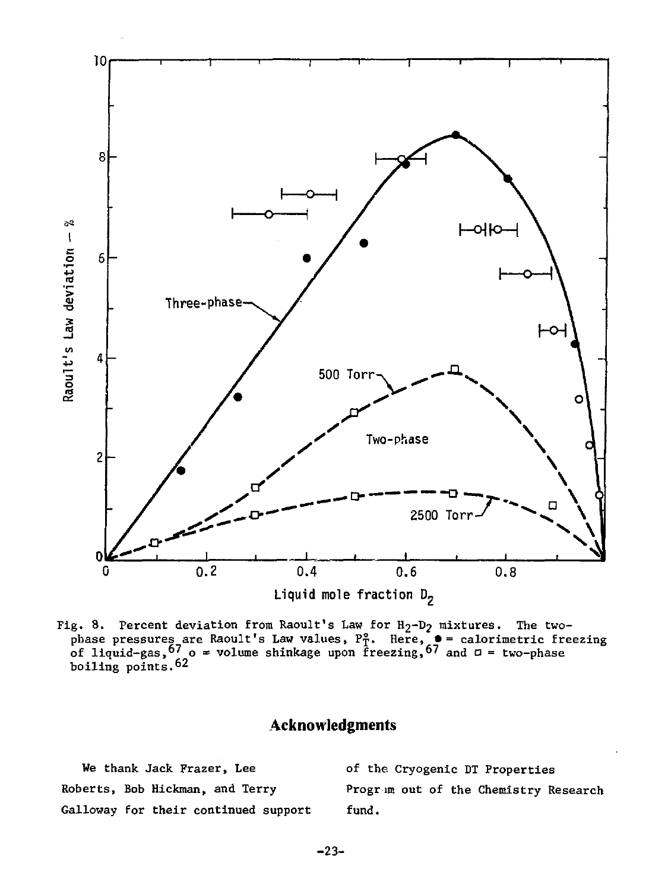Fig. 8. Percent deviation from Raoult's Law for $H_2$-$D_2$ mixtures. The two-phase pressures are Raoult's Law values, $P_T^o$. Here, ● = calorimetric freezing of liquid-gas,[67] o = volume shinkage upon freezing,[67] and □ = two-phase boiling points.[62]

## Acknowledgments

We thank Jack Frazer, Lee Roberts, Bob Hickman, and Terry Galloway for their continued support of the Cryogenic DT Properties Program out of the Chemistry Research fund.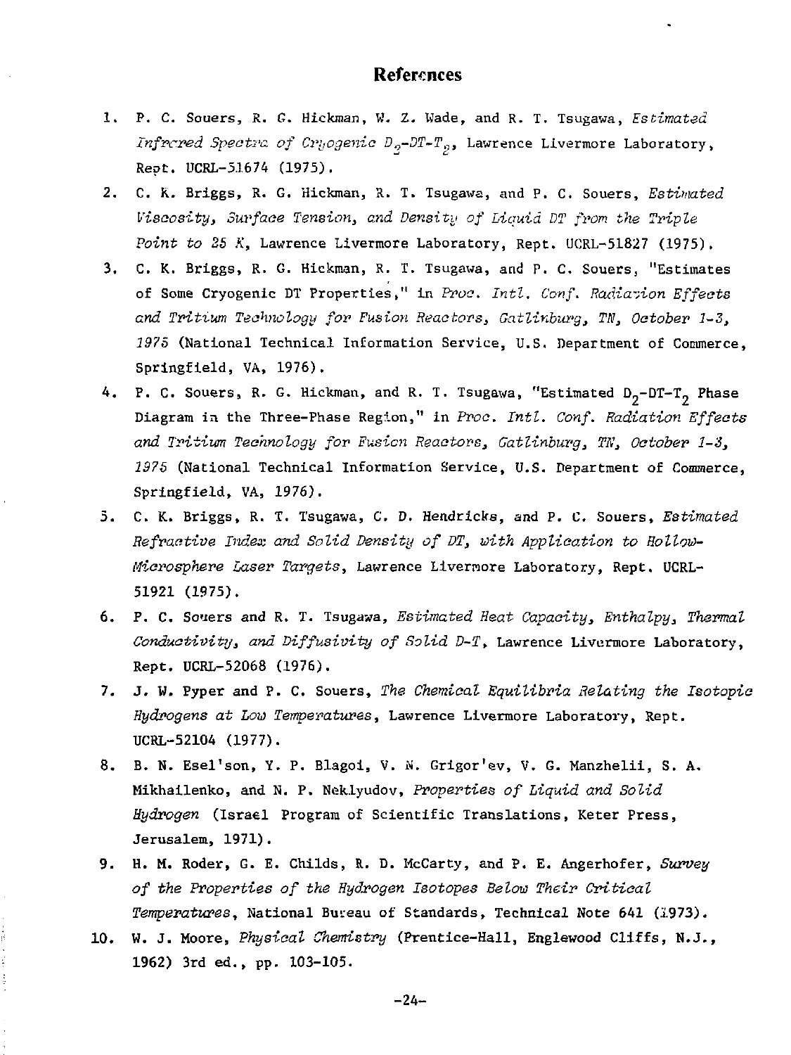## References

1. P. C. Souers, R. G. Hickman, W. Z. Wade, and R. T. Tsugawa, *Estimated Infrared Spectra of Cryogenic $D_2$-DT-$T_2$*, Lawrence Livermore Laboratory, Rept. UCRL-51674 (1975).
2. C. K. Briggs, R. G. Hickman, R. T. Tsugawa, and P. C. Souers, *Estimated Viscosity, Surface Tension, and Density of Liquid DT from the Triple Point to 25 K*, Lawrence Livermore Laboratory, Rept. UCRL-51827 (1975).
3. C. K. Briggs, R. G. Hickman, R. T. Tsugawa, and P. C. Souers, "Estimates of Some Cryogenic DT Properties," in *Proc. Intl. Conf. Radiation Effects and Tritium Technology for Fusion Reactors, Gatlinburg, TN, October 1-3, 1975* (National Technical Information Service, U.S. Department of Commerce, Springfield, VA, 1976).
4. P. C. Souers, R. G. Hickman, and R. T. Tsugawa, "Estimated $D_2$-DT-$T_2$ Phase Diagram in the Three-Phase Region," in *Proc. Intl. Conf. Radiation Effects and Tritium Technology for Fusion Reactors, Gatlinburg, TN, October 1-3, 1975* (National Technical Information Service, U.S. Department of Commerce, Springfield, VA, 1976).
5. C. K. Briggs, R. T. Tsugawa, C. D. Hendricks, and P. C. Souers, *Estimated Refractive Index and Solid Density of DT, with Application to Hollow-Microsphere Laser Targets*, Lawrence Livermore Laboratory, Rept. UCRL-51921 (1975).
6. P. C. Souers and R. T. Tsugawa, *Estimated Heat Capacity, Enthalpy, Thermal Conductivity, and Diffusivity of Solid D-T*, Lawrence Livermore Laboratory, Rept. UCRL-52068 (1976).
7. J. W. Pyper and P. C. Souers, *The Chemical Equilibria Relating the Isotopic Hydrogens at Low Temperatures*, Lawrence Livermore Laboratory, Rept. UCRL-52104 (1977).
8. B. N. Esel'son, Y. P. Blagoi, V. N. Grigor'ev, V. G. Manzhelii, S. A. Mikhailenko, and N. P. Neklyudov, *Properties of Liquid and Solid Hydrogen* (Israel Program of Scientific Translations, Keter Press, Jerusalem, 1971).
9. H. M. Roder, G. E. Childs, R. D. McCarty, and P. E. Angerhofer, *Survey of the Properties of the Hydrogen Isotopes Below Their Critical Temperatures*, National Bureau of Standards, Technical Note 641 (1973).
10. W. J. Moore, *Physical Chemistry* (Prentice-Hall, Englewood Cliffs, N.J., 1962) 3rd ed., pp. 103-105.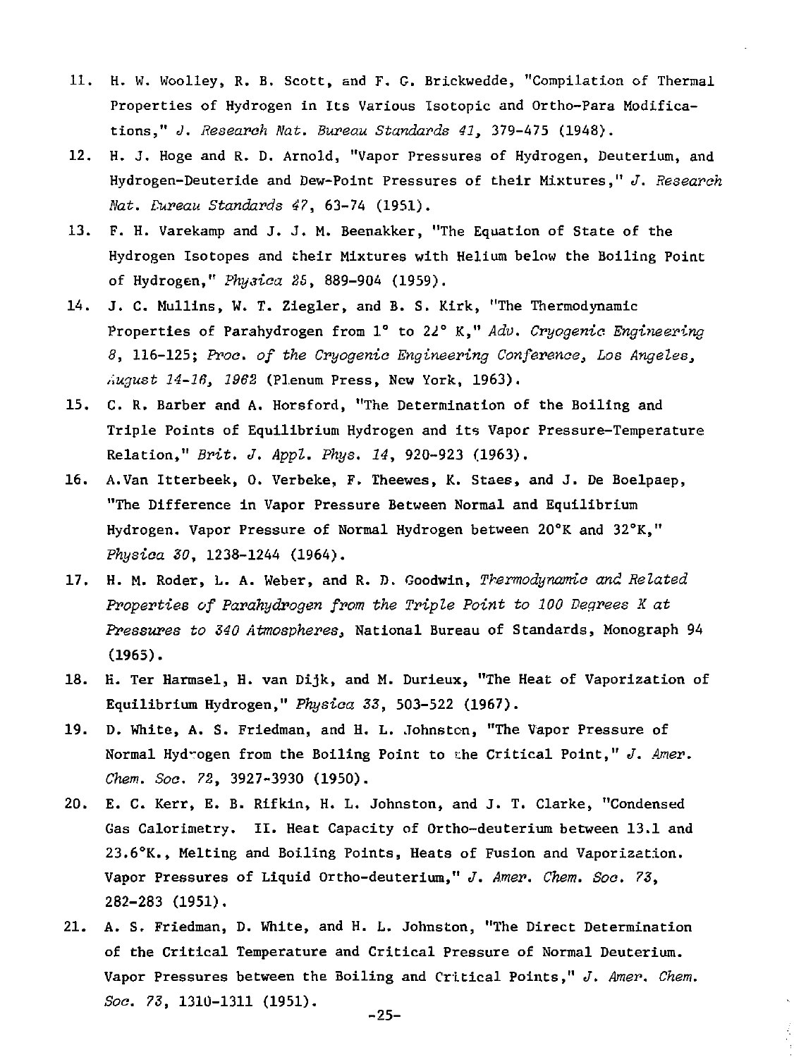11. H. W. Woolley, R. B. Scott, and F. G. Brickwedde, "Compilation of Thermal Properties of Hydrogen in Its Various Isotopic and Ortho-Para Modifications," *J. Research Nat. Bureau Standards 41*, 379-475 (1948).
12. H. J. Hoge and R. D. Arnold, "Vapor Pressures of Hydrogen, Deuterium, and Hydrogen-Deuteride and Dew-Point Pressures of their Mixtures," *J. Research Nat. Bureau Standards 47*, 63-74 (1951).
13. F. H. Varekamp and J. J. M. Beenakker, "The Equation of State of the Hydrogen Isotopes and their Mixtures with Helium below the Boiling Point of Hydrogen," *Physica 25*, 889-904 (1959).
14. J. C. Mullins, W. T. Ziegler, and B. S. Kirk, "The Thermodynamic Properties of Parahydrogen from 1° to 22° K," *Adv. Cryogenic Engineering 8*, 116-125; *Proc. of the Cryogenic Engineering Conference, Los Angeles, August 14-16, 1962* (Plenum Press, New York, 1963).
15. C. R. Barber and A. Horsford, "The Determination of the Boiling and Triple Points of Equilibrium Hydrogen and its Vapor Pressure-Temperature Relation," *Brit. J. Appl. Phys. 14*, 920-923 (1963).
16. A.Van Itterbeek, O. Verbeke, F. Theewes, K. Staes, and J. De Boelpaep, "The Difference in Vapor Pressure Between Normal and Equilibrium Hydrogen. Vapor Pressure of Normal Hydrogen between 20°K and 32°K," *Physica 30*, 1238-1244 (1964).
17. H. M. Roder, L. A. Weber, and R. D. Goodwin, *Thermodynamic and Related Properties of Parahydrogen from the Triple Point to 100 Degrees K at Pressures to 340 Atmospheres*, National Bureau of Standards, Monograph 94 (1965).
18. H. Ter Harmsel, H. van Dijk, and M. Durieux, "The Heat of Vaporization of Equilibrium Hydrogen," *Physica 33*, 503-522 (1967).
19. D. White, A. S. Friedman, and H. L. Johnston, "The Vapor Pressure of Normal Hydrogen from the Boiling Point to the Critical Point," *J. Amer. Chem. Soc. 72*, 3927-3930 (1950).
20. E. C. Kerr, E. B. Rifkin, H. L. Johnston, and J. T. Clarke, "Condensed Gas Calorimetry. II. Heat Capacity of Ortho-deuterium between 13.1 and 23.6°K., Melting and Boiling Points, Heats of Fusion and Vaporization. Vapor Pressures of Liquid Ortho-deuterium," *J. Amer. Chem. Soc. 73*, 282-283 (1951).
21. A. S. Friedman, D. White, and H. L. Johnston, "The Direct Determination of the Critical Temperature and Critical Pressure of Normal Deuterium. Vapor Pressures between the Boiling and Critical Points," *J. Amer. Chem. Soc. 73*, 1310-1311 (1951).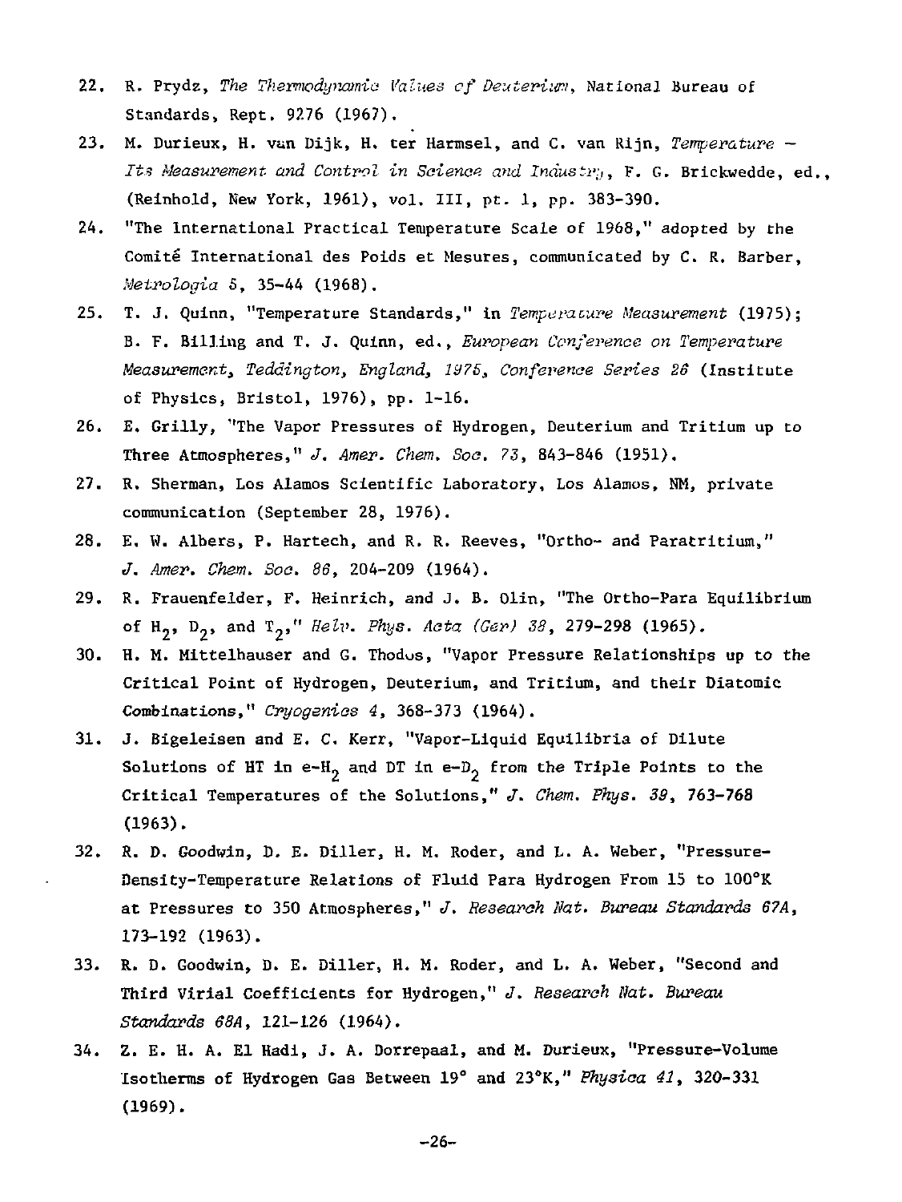22. R. Prydz, *The Thermodynamic Values of Deuterium*, National Bureau of Standards, Rept. 9276 (1967).

23. M. Durieux, H. van Dijk, H. ter Harmsel, and C. van Rijn, *Temperature — Its Measurement and Control in Science and Industry*, F. G. Brickwedde, ed., (Reinhold, New York, 1961), vol. III, pt. 1, pp. 383-390.

24. "The International Practical Temperature Scale of 1968," adopted by the Comité International des Poids et Mesures, communicated by C. R. Barber, *Metrologia 5*, 35-44 (1968).

25. T. J. Quinn, "Temperature Standards," in *Temperature Measurement* (1975); B. F. Billing and T. J. Quinn, ed., *European Conference on Temperature Measurement, Teddington, England, 1975, Conference Series 26* (Institute of Physics, Bristol, 1976), pp. 1-16.

26. E. Grilly, "The Vapor Pressures of Hydrogen, Deuterium and Tritium up to Three Atmospheres," *J. Amer. Chem. Soc. 73*, 843-846 (1951).

27. R. Sherman, Los Alamos Scientific Laboratory, Los Alamos, NM, private communication (September 28, 1976).

28. E. W. Albers, P. Hartech, and R. R. Reeves, "Ortho- and Paratritium," *J. Amer. Chem. Soc. 86*, 204-209 (1964).

29. R. Frauenfelder, F. Heinrich, and J. B. Olin, "The Ortho-Para Equilibrium of $H_2$, $D_2$, and $T_2$," *Helv. Phys. Acta (Ger) 38*, 279-298 (1965).

30. H. M. Mittelhauser and G. Thodos, "Vapor Pressure Relationships up to the Critical Point of Hydrogen, Deuterium, and Tritium, and their Diatomic Combinations," *Cryogenics 4*, 368-373 (1964).

31. J. Bigeleisen and E. C. Kerr, "Vapor-Liquid Equilibria of Dilute Solutions of HT in e-$H_2$ and DT in e-$D_2$ from the Triple Points to the Critical Temperatures of the Solutions," *J. Chem. Phys. 39*, 763-768 (1963).

32. R. D. Goodwin, D. E. Diller, H. M. Roder, and L. A. Weber, "Pressure-Density-Temperature Relations of Fluid Para Hydrogen From 15 to 100°K at Pressures to 350 Atmospheres," *J. Research Nat. Bureau Standards 67A*, 173-192 (1963).

33. R. D. Goodwin, D. E. Diller, H. M. Roder, and L. A. Weber, "Second and Third Virial Coefficients for Hydrogen," *J. Research Nat. Bureau Standards 68A*, 121-126 (1964).

34. Z. E. H. A. El Hadi, J. A. Dorrepaal, and M. Durieux, "Pressure-Volume Isotherms of Hydrogen Gas Between 19° and 23°K," *Physica 41*, 320-331 (1969).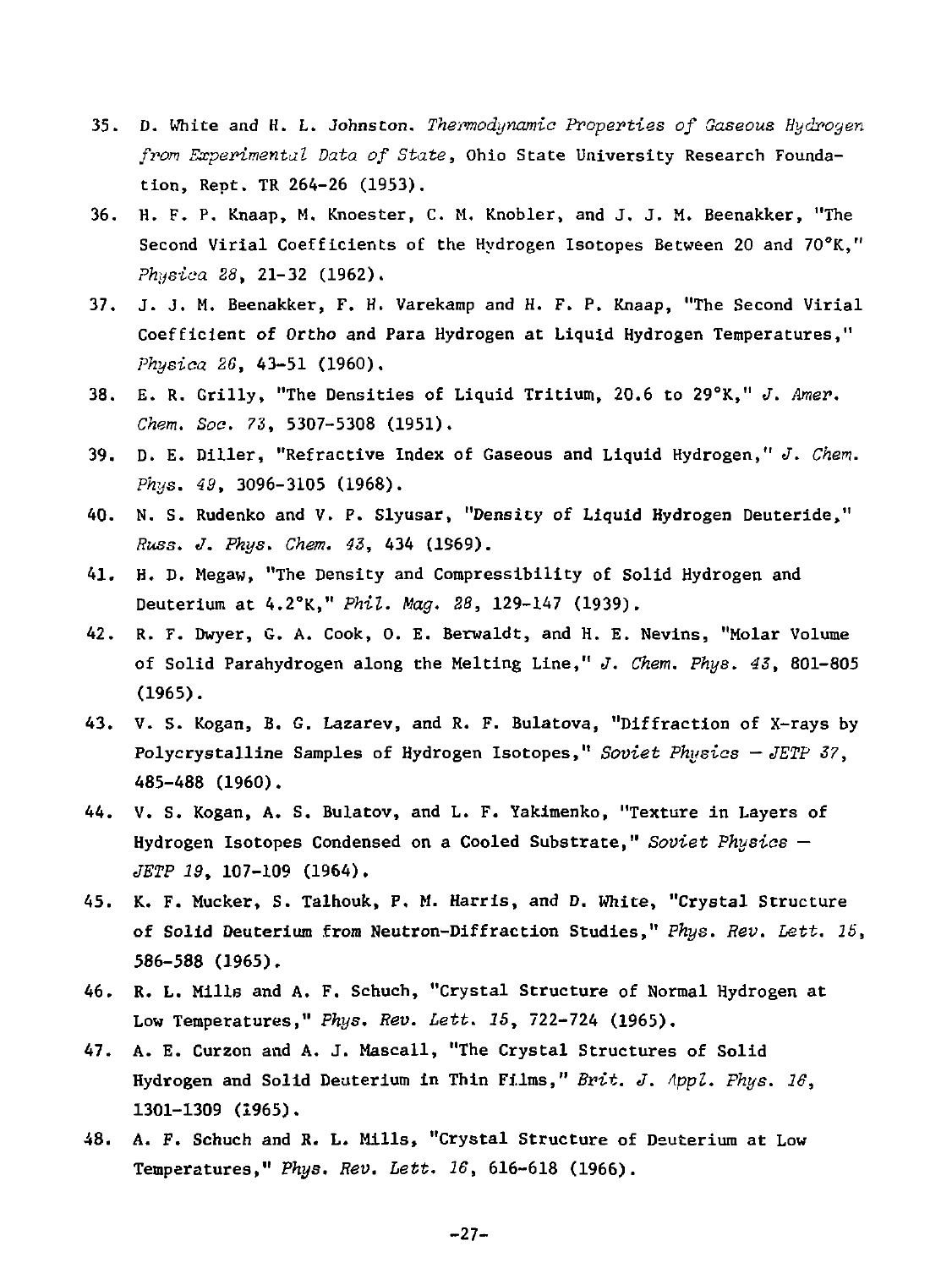35. D. White and H. L. Johnston. *Thermodynamic Properties of Gaseous Hydrogen from Experimental Data of State*, Ohio State University Research Foundation, Rept. TR 264-26 (1953).

36. H. F. P. Knaap, M. Knoester, C. M. Knobler, and J. J. M. Beenakker, "The Second Virial Coefficients of the Hydrogen Isotopes Between 20 and 70°K," *Physica 28*, 21-32 (1962).

37. J. J. M. Beenakker, F. H. Varekamp and H. F. P. Knaap, "The Second Virial Coefficient of Ortho and Para Hydrogen at Liquid Hydrogen Temperatures," *Physica 26*, 43-51 (1960).

38. E. R. Grilly, "The Densities of Liquid Tritium, 20.6 to 29°K," *J. Amer. Chem. Soc. 73*, 5307-5308 (1951).

39. D. E. Diller, "Refractive Index of Gaseous and Liquid Hydrogen," *J. Chem. Phys. 49*, 3096-3105 (1968).

40. N. S. Rudenko and V. P. Slyusar, "Density of Liquid Hydrogen Deuteride," *Russ. J. Phys. Chem. 43*, 434 (1969).

41. H. D. Megaw, "The Density and Compressibility of Solid Hydrogen and Deuterium at 4.2°K," *Phil. Mag. 28*, 129-147 (1939).

42. R. F. Dwyer, G. A. Cook, O. E. Berwaldt, and H. E. Nevins, "Molar Volume of Solid Parahydrogen along the Melting Line," *J. Chem. Phys. 43*, 801-805 (1965).

43. V. S. Kogan, B. G. Lazarev, and R. F. Bulatova, "Diffraction of X-rays by Polycrystalline Samples of Hydrogen Isotopes," *Soviet Physics — JETP 37*, 485-488 (1960).

44. V. S. Kogan, A. S. Bulatov, and L. F. Yakimenko, "Texture in Layers of Hydrogen Isotopes Condensed on a Cooled Substrate," *Soviet Physics — JETP 19*, 107-109 (1964).

45. K. F. Mucker, S. Talhouk, P. M. Harris, and D. White, "Crystal Structure of Solid Deuterium from Neutron-Diffraction Studies," *Phys. Rev. Lett. 15*, 586-588 (1965).

46. R. L. Mills and A. F. Schuch, "Crystal Structure of Normal Hydrogen at Low Temperatures," *Phys. Rev. Lett. 15*, 722-724 (1965).

47. A. E. Curzon and A. J. Mascall, "The Crystal Structures of Solid Hydrogen and Solid Deuterium in Thin Films," *Brit. J. Appl. Phys. 16*, 1301-1309 (1965).

48. A. F. Schuch and R. L. Mills, "Crystal Structure of Deuterium at Low Temperatures," *Phys. Rev. Lett. 16*, 616-618 (1966).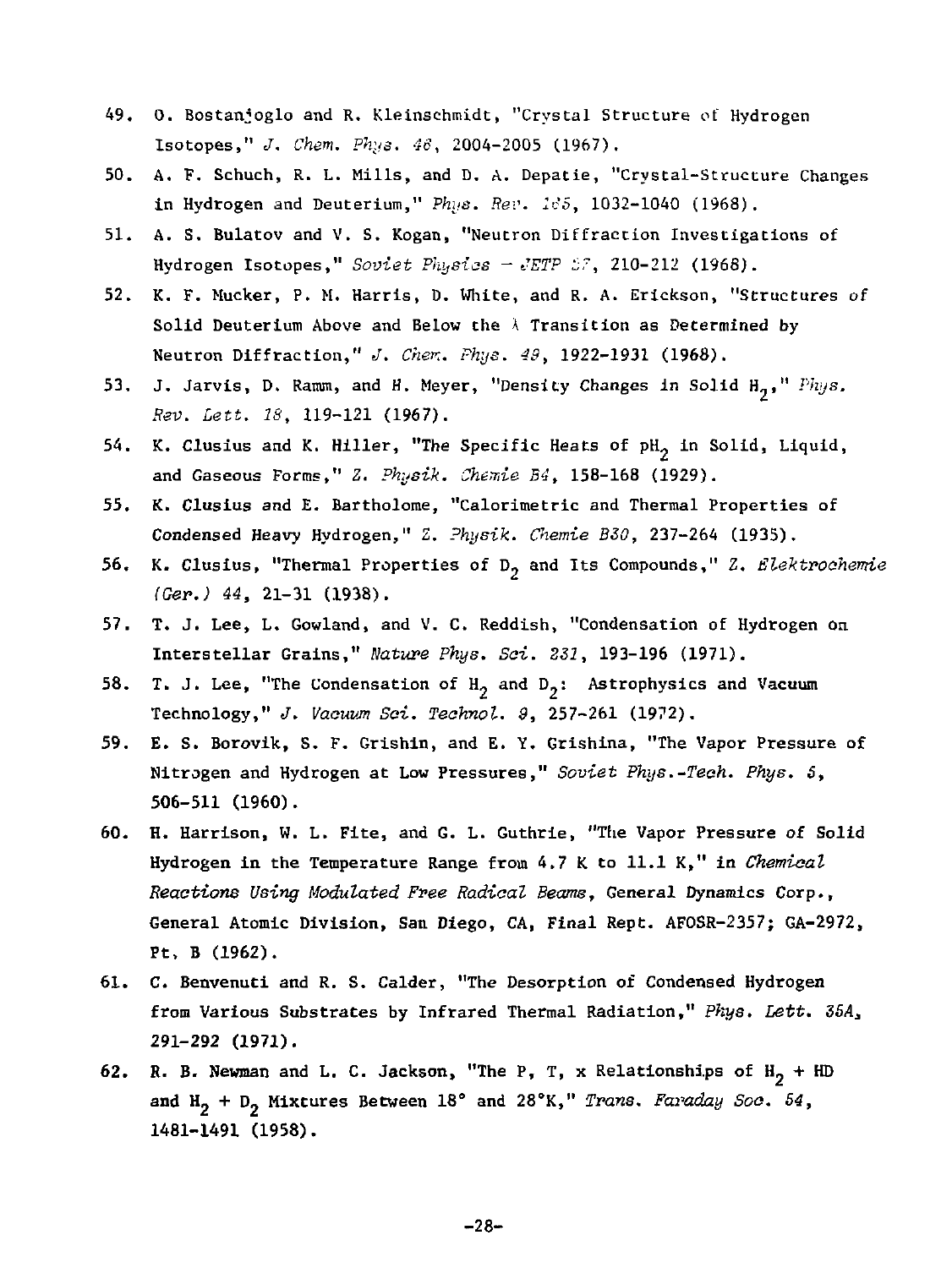49. O. Bostanjoglo and R. Kleinschmidt, "Crystal Structure of Hydrogen Isotopes," *J. Chem. Phys. 46*, 2004-2005 (1967).

50. A. F. Schuch, R. L. Mills, and D. A. Depatie, "Crystal-Structure Changes in Hydrogen and Deuterium," *Phys. Rev. 165*, 1032-1040 (1968).

51. A. S. Bulatov and V. S. Kogan, "Neutron Diffraction Investigations of Hydrogen Isotopes," *Soviet Physics – JETP 27*, 210-212 (1968).

52. K. F. Mucker, P. M. Harris, D. White, and R. A. Erickson, "Structures of Solid Deuterium Above and Below the λ Transition as Determined by Neutron Diffraction," *J. Chem. Phys. 49*, 1922-1931 (1968).

53. J. Jarvis, D. Ramm, and H. Meyer, "Density Changes in Solid $H_2$," *Phys. Rev. Lett. 18*, 119-121 (1967).

54. K. Clusius and K. Hiller, "The Specific Heats of $pH_2$ in Solid, Liquid, and Gaseous Forms," *Z. Physik. Chemie B4*, 158-168 (1929).

55. K. Clusius and E. Bartholome, "Calorimetric and Thermal Properties of Condensed Heavy Hydrogen," *Z. Physik. Chemie B30*, 237-264 (1935).

56. K. Clusius, "Thermal Properties of $D_2$ and Its Compounds," *Z. Elektrochemie (Ger.) 44*, 21-31 (1938).

57. T. J. Lee, L. Gowland, and V. C. Reddish, "Condensation of Hydrogen on Interstellar Grains," *Nature Phys. Sci. 231*, 193-196 (1971).

58. T. J. Lee, "The Condensation of $H_2$ and $D_2$: Astrophysics and Vacuum Technology," *J. Vacuum Sci. Technol. 9*, 257-261 (1972).

59. E. S. Borovik, S. F. Grishin, and E. Y. Grishina, "The Vapor Pressure of Nitrogen and Hydrogen at Low Pressures," *Soviet Phys.-Tech. Phys. 5*, 506-511 (1960).

60. H. Harrison, W. L. Fite, and G. L. Guthrie, "The Vapor Pressure of Solid Hydrogen in the Temperature Range from 4.7 K to 11.1 K," in *Chemical Reactions Using Modulated Free Radical Beams*, General Dynamics Corp., General Atomic Division, San Diego, CA, Final Rept. AFOSR-2357; GA-2972, Pt. B (1962).

61. C. Benvenuti and R. S. Calder, "The Desorption of Condensed Hydrogen from Various Substrates by Infrared Thermal Radiation," *Phys. Lett. 35A*, 291-292 (1971).

62. R. B. Newman and L. C. Jackson, "The P, T, x Relationships of $H_2$ + HD and $H_2$ + $D_2$ Mixtures Between 18° and 28°K," *Trans. Faraday Soc. 54*, 1481-1491 (1958).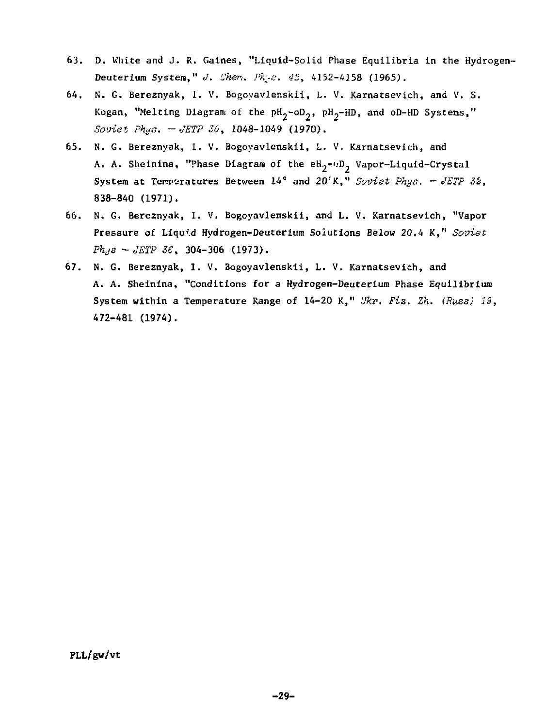63. D. White and J. R. Gaines, "Liquid-Solid Phase Equilibria in the Hydrogen-Deuterium System," *J. Chem. Phys. 43*, 4152-4158 (1965).

64. N. G. Bereznyak, I. V. Bogoyavlenskii, L. V. Karnatsevich, and V. S. Kogan, "Melting Diagram of the $pH_2$-$oD_2$, $pH_2$-HD, and oD-HD Systems," *Soviet Phys. — JETP 30*, 1048-1049 (1970).

65. N. G. Bereznyak, I. V. Bogoyavlenskii, L. V. Karnatsevich, and A. A. Sheinina, "Phase Diagram of the $eH_2$-$oD_2$ Vapor-Liquid-Crystal System at Temperatures Between 14° and 20°K," *Soviet Phys. — JETP 32*, 838-840 (1971).

66. N. G. Bereznyak, I. V. Bogoyavlenskii, and L. V. Karnatsevich, "Vapor Pressure of Liquid Hydrogen-Deuterium Solutions Below 20.4 K," *Soviet Phys — JETP 36*, 304-306 (1973).

67. N. G. Bereznyak, I. V. Bogoyavlenskii, L. V. Karnatsevich, and A. A. Sheinina, "Conditions for a Hydrogen-Deuterium Phase Equilibrium System within a Temperature Range of 14-20 K," *Ukr. Fiz. Zh. (Russ) 19*, 472-481 (1974).

PLL/gw/vt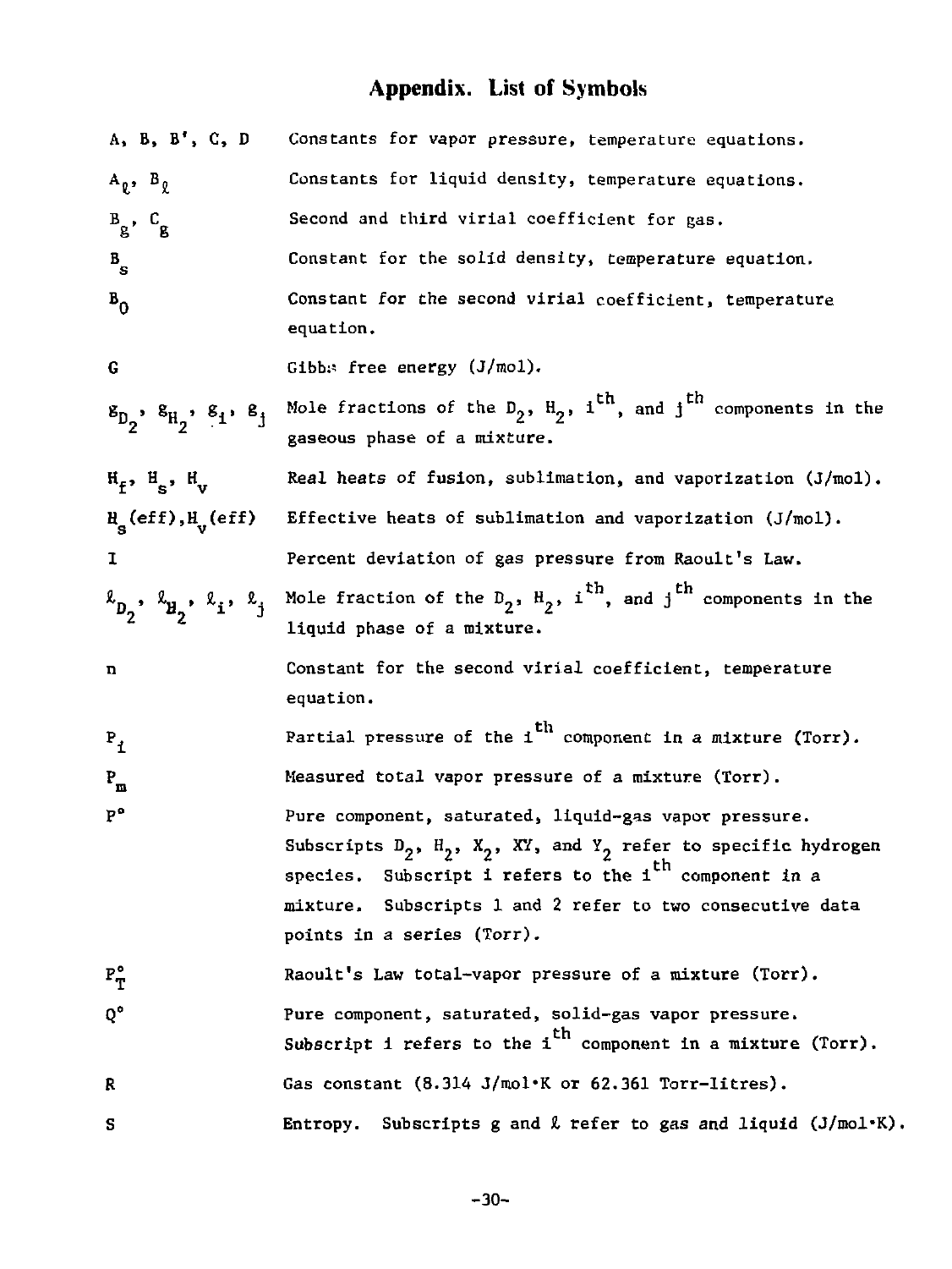# Appendix. List of Symbols

| Symbol | Definition |
|---|---|
| $A, B, B', C, D$ | Constants for vapor pressure, temperature equations. |
| $A_\ell$, $B_\ell$ | Constants for liquid density, temperature equations. |
| $B_g$, $C_g$ | Second and third virial coefficient for gas. |
| $B_s$ | Constant for the solid density, temperature equation. |
| $B_0$ | Constant for the second virial coefficient, temperature equation. |
| $G$ | Gibbs free energy (J/mol). |
| $g_{D_2}$, $g_{H_2}$, $g_i$, $g_j$ | Mole fractions of the $D_2$, $H_2$, $i^{th}$, and $j^{th}$ components in the gaseous phase of a mixture. |
| $H_f$, $H_s$, $H_v$ | Real heats of fusion, sublimation, and vaporization (J/mol). |
| $H_s$(eff), $H_v$(eff) | Effective heats of sublimation and vaporization (J/mol). |
| $I$ | Percent deviation of gas pressure from Raoult's Law. |
| $\ell_{D_2}$, $\ell_{H_2}$, $\ell_i$, $\ell_j$ | Mole fraction of the $D_2$, $H_2$, $i^{th}$, and $j^{th}$ components in the liquid phase of a mixture. |
| $n$ | Constant for the second virial coefficient, temperature equation. |
| $P_i$ | Partial pressure of the $i^{th}$ component in a mixture (Torr). |
| $P_m$ | Measured total vapor pressure of a mixture (Torr). |
| $P°$ | Pure component, saturated, liquid-gas vapor pressure. Subscripts $D_2$, $H_2$, $X_2$, $XY$, and $Y_2$ refer to specific hydrogen species. Subscript i refers to the $i^{th}$ component in a mixture. Subscripts 1 and 2 refer to two consecutive data points in a series (Torr). |
| $P_T^°$ | Raoult's Law total-vapor pressure of a mixture (Torr). |
| $Q°$ | Pure component, saturated, solid-gas vapor pressure. Subscript i refers to the $i^{th}$ component in a mixture (Torr). |
| $R$ | Gas constant (8.314 J/mol•K or 62.361 Torr-litres). |
| $S$ | Entropy. Subscripts g and $\ell$ refer to gas and liquid (J/mol•K). |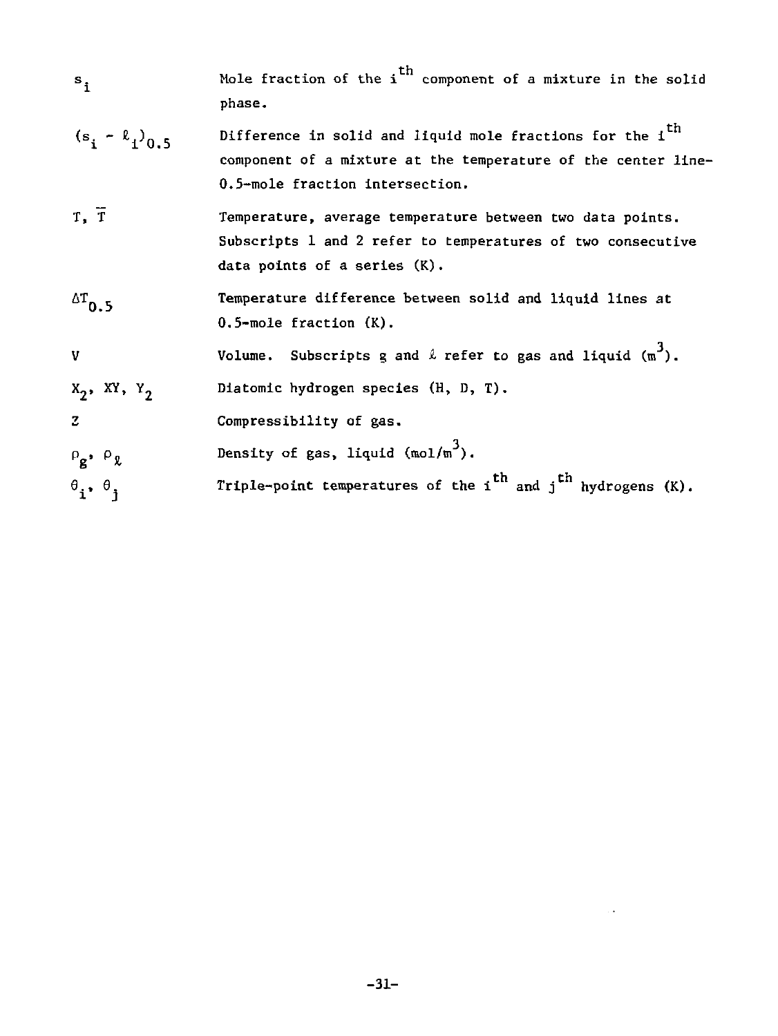| | |
|---|---|
| $s_i$ | Mole fraction of the $i^{th}$ component of a mixture in the solid phase. |
| $(s_i - \ell_i)_{0.5}$ | Difference in solid and liquid mole fractions for the $i^{th}$ component of a mixture at the temperature of the center line-0.5-mole fraction intersection. |
| $T$, $\bar{T}$ | Temperature, average temperature between two data points. Subscripts 1 and 2 refer to temperatures of two consecutive data points of a series (K). |
| $\Delta T_{0.5}$ | Temperature difference between solid and liquid lines at 0.5-mole fraction (K). |
| $V$ | Volume. Subscripts g and $\ell$ refer to gas and liquid ($m^3$). |
| $X_2$, $XY$, $Y_2$ | Diatomic hydrogen species (H, D, T). |
| $Z$ | Compressibility of gas. |
| $\rho_g$, $\rho_\ell$ | Density of gas, liquid ($mol/m^3$). |
| $\theta_i$, $\theta_j$ | Triple-point temperatures of the $i^{th}$ and $j^{th}$ hydrogens (K). |